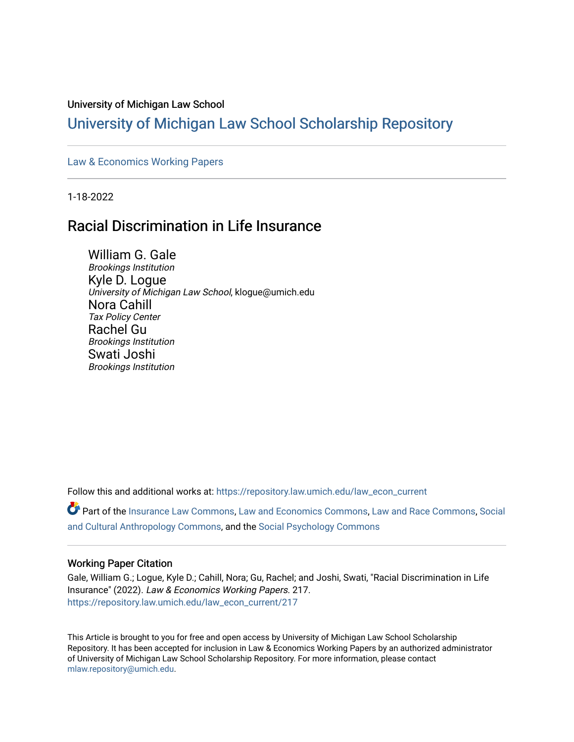University of Michigan Law School

# University of Michigan Law School Scholarship Repository

Law & Economics Working Papers

1-18-2022

## Racial Discrimination in Life Insurance

William G. Gale
*Brookings Institution*

Kyle D. Logue
*University of Michigan Law School*, klogue@umich.edu

Nora Cahill
*Tax Policy Center*

Rachel Gu
*Brookings Institution*

Swati Joshi
*Brookings Institution*

Follow this and additional works at: https://repository.law.umich.edu/law_econ_current

Part of the Insurance Law Commons, Law and Economics Commons, Law and Race Commons, Social and Cultural Anthropology Commons, and the Social Psychology Commons

### Working Paper Citation

Gale, William G.; Logue, Kyle D.; Cahill, Nora; Gu, Rachel; and Joshi, Swati, "Racial Discrimination in Life Insurance" (2022). *Law & Economics Working Papers*. 217.
https://repository.law.umich.edu/law_econ_current/217

This Article is brought to you for free and open access by University of Michigan Law School Scholarship Repository. It has been accepted for inclusion in Law & Economics Working Papers by an authorized administrator of University of Michigan Law School Scholarship Repository. For more information, please contact mlaw.repository@umich.edu.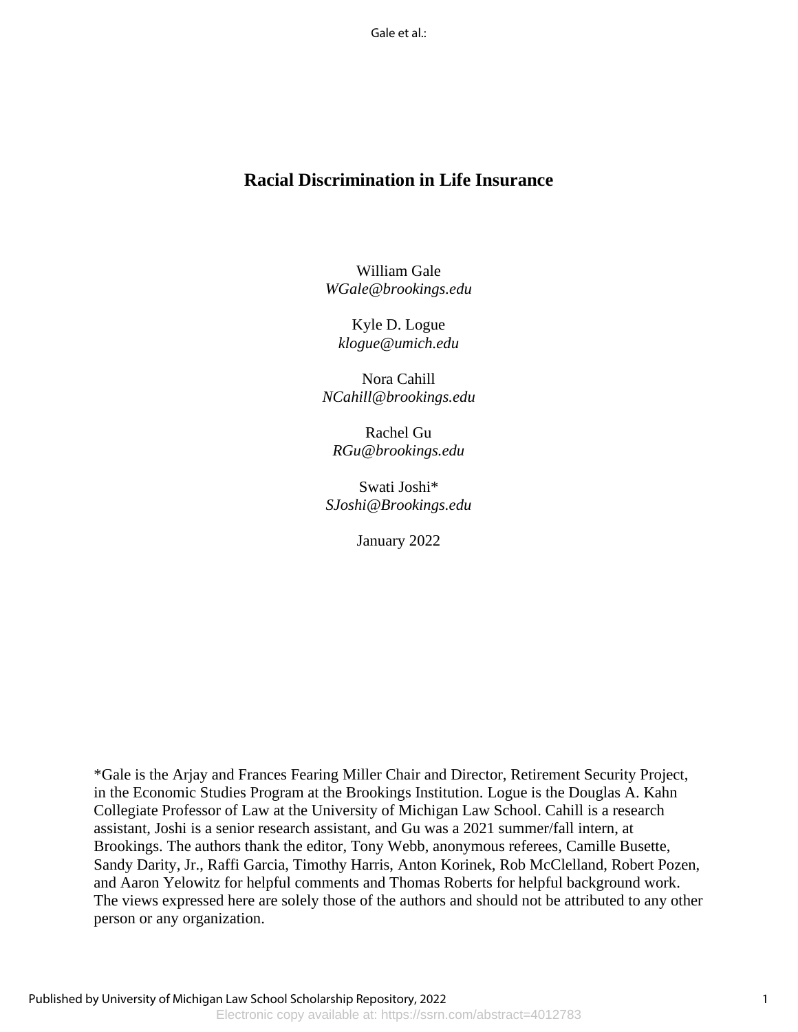# Racial Discrimination in Life Insurance

William Gale
*WGale@brookings.edu*

Kyle D. Logue
*klogue@umich.edu*

Nora Cahill
*NCahill@brookings.edu*

Rachel Gu
*RGu@brookings.edu*

Swati Joshi*
*SJoshi@Brookings.edu*

January 2022

*Gale is the Arjay and Frances Fearing Miller Chair and Director, Retirement Security Project, in the Economic Studies Program at the Brookings Institution. Logue is the Douglas A. Kahn Collegiate Professor of Law at the University of Michigan Law School. Cahill is a research assistant, Joshi is a senior research assistant, and Gu was a 2021 summer/fall intern, at Brookings. The authors thank the editor, Tony Webb, anonymous referees, Camille Busette, Sandy Darity, Jr., Raffi Garcia, Timothy Harris, Anton Korinek, Rob McClelland, Robert Pozen, and Aaron Yelowitz for helpful comments and Thomas Roberts for helpful background work. The views expressed here are solely those of the authors and should not be attributed to any other person or any organization.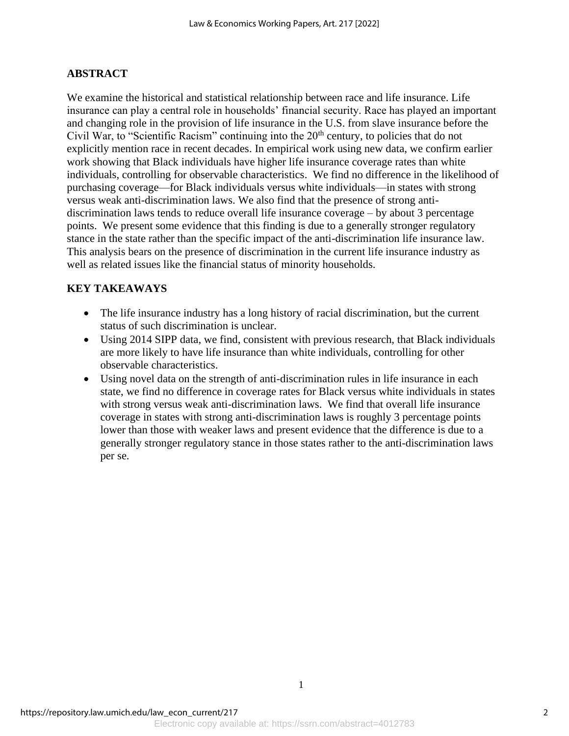## ABSTRACT

We examine the historical and statistical relationship between race and life insurance. Life insurance can play a central role in households' financial security. Race has played an important and changing role in the provision of life insurance in the U.S. from slave insurance before the Civil War, to "Scientific Racism" continuing into the 20th century, to policies that do not explicitly mention race in recent decades. In empirical work using new data, we confirm earlier work showing that Black individuals have higher life insurance coverage rates than white individuals, controlling for observable characteristics. We find no difference in the likelihood of purchasing coverage—for Black individuals versus white individuals—in states with strong versus weak anti-discrimination laws. We also find that the presence of strong anti-discrimination laws tends to reduce overall life insurance coverage – by about 3 percentage points. We present some evidence that this finding is due to a generally stronger regulatory stance in the state rather than the specific impact of the anti-discrimination life insurance law. This analysis bears on the presence of discrimination in the current life insurance industry as well as related issues like the financial status of minority households.

## KEY TAKEAWAYS

- The life insurance industry has a long history of racial discrimination, but the current status of such discrimination is unclear.
- Using 2014 SIPP data, we find, consistent with previous research, that Black individuals are more likely to have life insurance than white individuals, controlling for other observable characteristics.
- Using novel data on the strength of anti-discrimination rules in life insurance in each state, we find no difference in coverage rates for Black versus white individuals in states with strong versus weak anti-discrimination laws. We find that overall life insurance coverage in states with strong anti-discrimination laws is roughly 3 percentage points lower than those with weaker laws and present evidence that the difference is due to a generally stronger regulatory stance in those states rather to the anti-discrimination laws per se.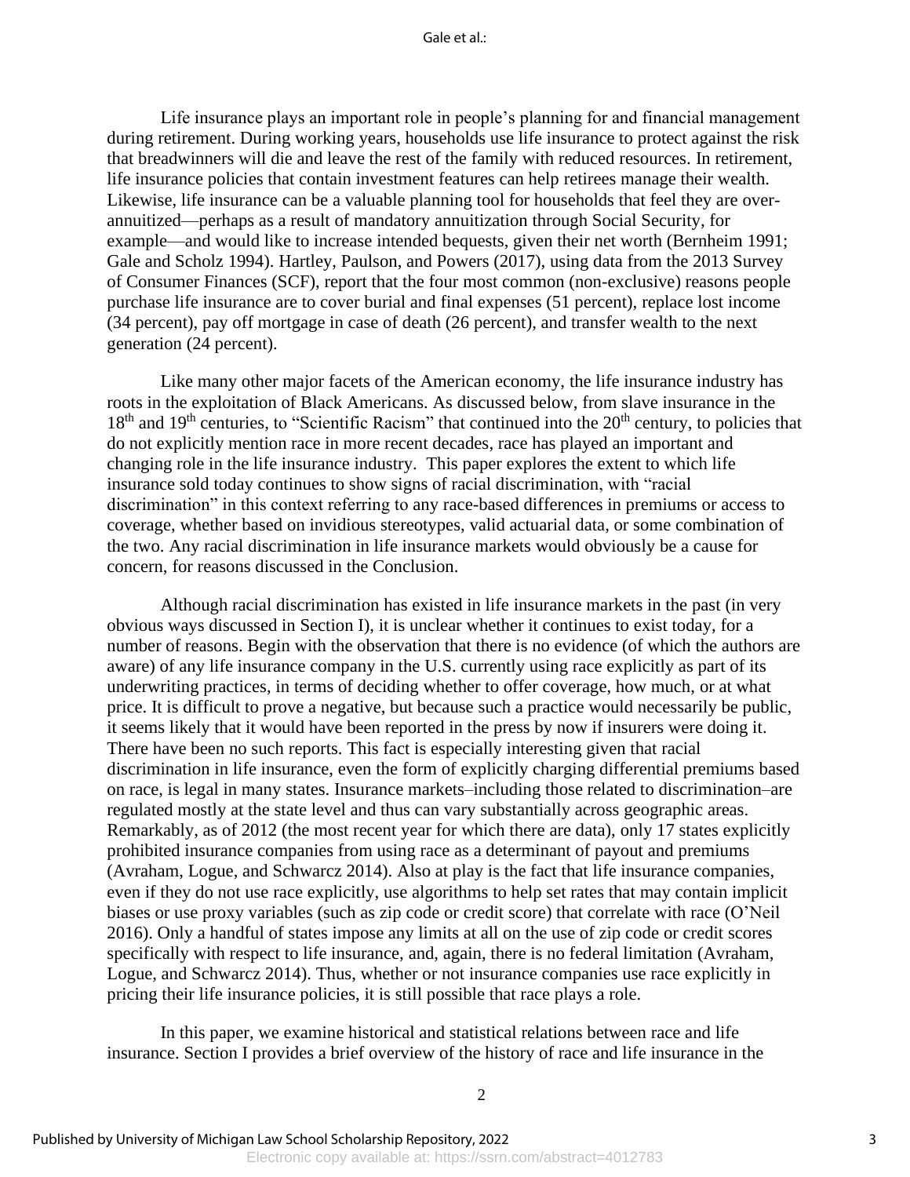Life insurance plays an important role in people's planning for and financial management during retirement. During working years, households use life insurance to protect against the risk that breadwinners will die and leave the rest of the family with reduced resources. In retirement, life insurance policies that contain investment features can help retirees manage their wealth. Likewise, life insurance can be a valuable planning tool for households that feel they are over-annuitized—perhaps as a result of mandatory annuitization through Social Security, for example—and would like to increase intended bequests, given their net worth (Bernheim 1991; Gale and Scholz 1994). Hartley, Paulson, and Powers (2017), using data from the 2013 Survey of Consumer Finances (SCF), report that the four most common (non-exclusive) reasons people purchase life insurance are to cover burial and final expenses (51 percent), replace lost income (34 percent), pay off mortgage in case of death (26 percent), and transfer wealth to the next generation (24 percent).

Like many other major facets of the American economy, the life insurance industry has roots in the exploitation of Black Americans. As discussed below, from slave insurance in the 18th and 19th centuries, to "Scientific Racism" that continued into the 20th century, to policies that do not explicitly mention race in more recent decades, race has played an important and changing role in the life insurance industry. This paper explores the extent to which life insurance sold today continues to show signs of racial discrimination, with "racial discrimination" in this context referring to any race-based differences in premiums or access to coverage, whether based on invidious stereotypes, valid actuarial data, or some combination of the two. Any racial discrimination in life insurance markets would obviously be a cause for concern, for reasons discussed in the Conclusion.

Although racial discrimination has existed in life insurance markets in the past (in very obvious ways discussed in Section I), it is unclear whether it continues to exist today, for a number of reasons. Begin with the observation that there is no evidence (of which the authors are aware) of any life insurance company in the U.S. currently using race explicitly as part of its underwriting practices, in terms of deciding whether to offer coverage, how much, or at what price. It is difficult to prove a negative, but because such a practice would necessarily be public, it seems likely that it would have been reported in the press by now if insurers were doing it. There have been no such reports. This fact is especially interesting given that racial discrimination in life insurance, even the form of explicitly charging differential premiums based on race, is legal in many states. Insurance markets–including those related to discrimination–are regulated mostly at the state level and thus can vary substantially across geographic areas. Remarkably, as of 2012 (the most recent year for which there are data), only 17 states explicitly prohibited insurance companies from using race as a determinant of payout and premiums (Avraham, Logue, and Schwarcz 2014). Also at play is the fact that life insurance companies, even if they do not use race explicitly, use algorithms to help set rates that may contain implicit biases or use proxy variables (such as zip code or credit score) that correlate with race (O'Neil 2016). Only a handful of states impose any limits at all on the use of zip code or credit scores specifically with respect to life insurance, and, again, there is no federal limitation (Avraham, Logue, and Schwarcz 2014). Thus, whether or not insurance companies use race explicitly in pricing their life insurance policies, it is still possible that race plays a role.

In this paper, we examine historical and statistical relations between race and life insurance. Section I provides a brief overview of the history of race and life insurance in the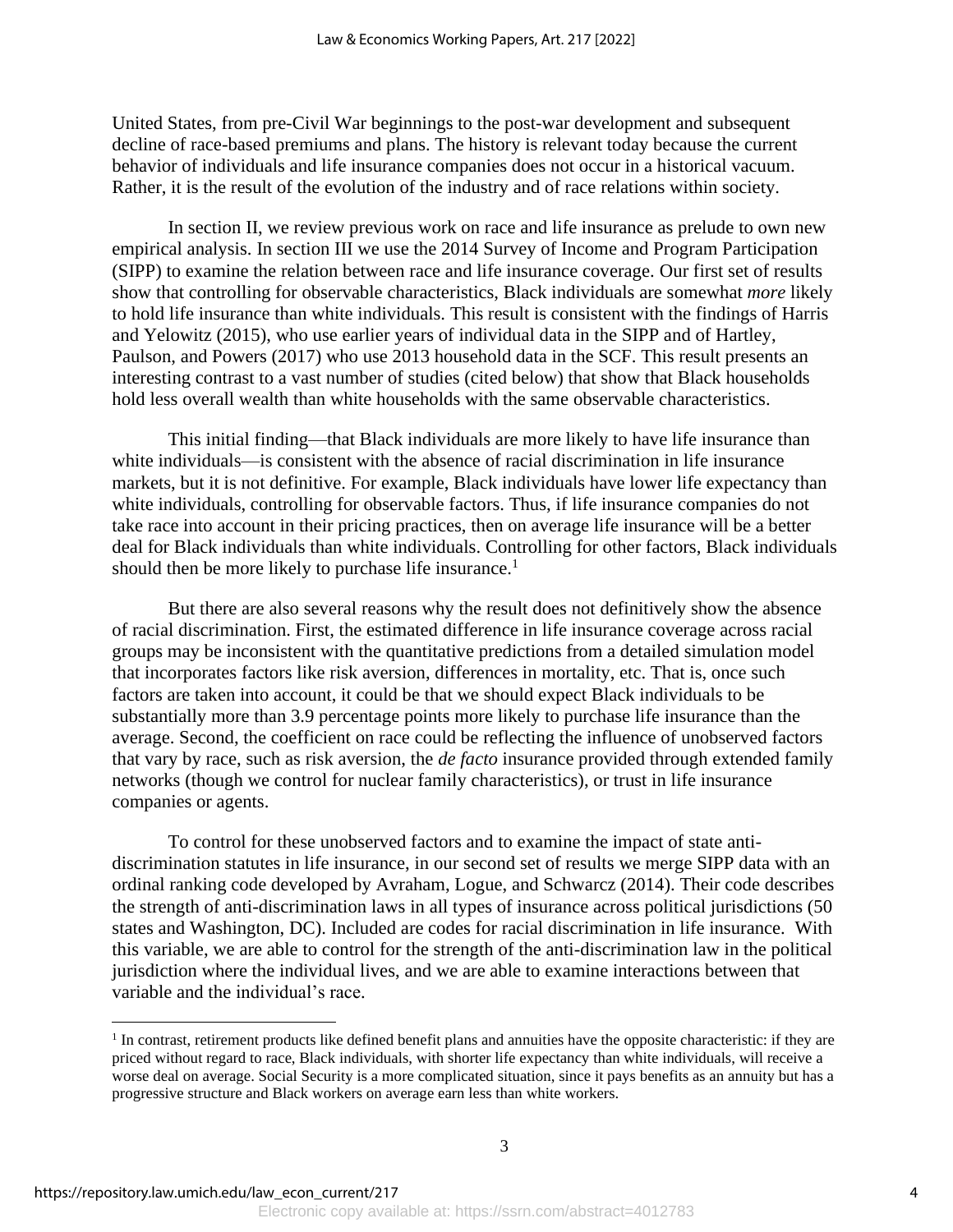United States, from pre-Civil War beginnings to the post-war development and subsequent decline of race-based premiums and plans. The history is relevant today because the current behavior of individuals and life insurance companies does not occur in a historical vacuum. Rather, it is the result of the evolution of the industry and of race relations within society.

In section II, we review previous work on race and life insurance as prelude to own new empirical analysis. In section III we use the 2014 Survey of Income and Program Participation (SIPP) to examine the relation between race and life insurance coverage. Our first set of results show that controlling for observable characteristics, Black individuals are somewhat *more* likely to hold life insurance than white individuals. This result is consistent with the findings of Harris and Yelowitz (2015), who use earlier years of individual data in the SIPP and of Hartley, Paulson, and Powers (2017) who use 2013 household data in the SCF. This result presents an interesting contrast to a vast number of studies (cited below) that show that Black households hold less overall wealth than white households with the same observable characteristics.

This initial finding—that Black individuals are more likely to have life insurance than white individuals—is consistent with the absence of racial discrimination in life insurance markets, but it is not definitive. For example, Black individuals have lower life expectancy than white individuals, controlling for observable factors. Thus, if life insurance companies do not take race into account in their pricing practices, then on average life insurance will be a better deal for Black individuals than white individuals. Controlling for other factors, Black individuals should then be more likely to purchase life insurance.[1]

But there are also several reasons why the result does not definitively show the absence of racial discrimination. First, the estimated difference in life insurance coverage across racial groups may be inconsistent with the quantitative predictions from a detailed simulation model that incorporates factors like risk aversion, differences in mortality, etc. That is, once such factors are taken into account, it could be that we should expect Black individuals to be substantially more than 3.9 percentage points more likely to purchase life insurance than the average. Second, the coefficient on race could be reflecting the influence of unobserved factors that vary by race, such as risk aversion, the *de facto* insurance provided through extended family networks (though we control for nuclear family characteristics), or trust in life insurance companies or agents.

To control for these unobserved factors and to examine the impact of state anti-discrimination statutes in life insurance, in our second set of results we merge SIPP data with an ordinal ranking code developed by Avraham, Logue, and Schwarcz (2014). Their code describes the strength of anti-discrimination laws in all types of insurance across political jurisdictions (50 states and Washington, DC). Included are codes for racial discrimination in life insurance. With this variable, we are able to control for the strength of the anti-discrimination law in the political jurisdiction where the individual lives, and we are able to examine interactions between that variable and the individual's race.

[1] In contrast, retirement products like defined benefit plans and annuities have the opposite characteristic: if they are priced without regard to race, Black individuals, with shorter life expectancy than white individuals, will receive a worse deal on average. Social Security is a more complicated situation, since it pays benefits as an annuity but has a progressive structure and Black workers on average earn less than white workers.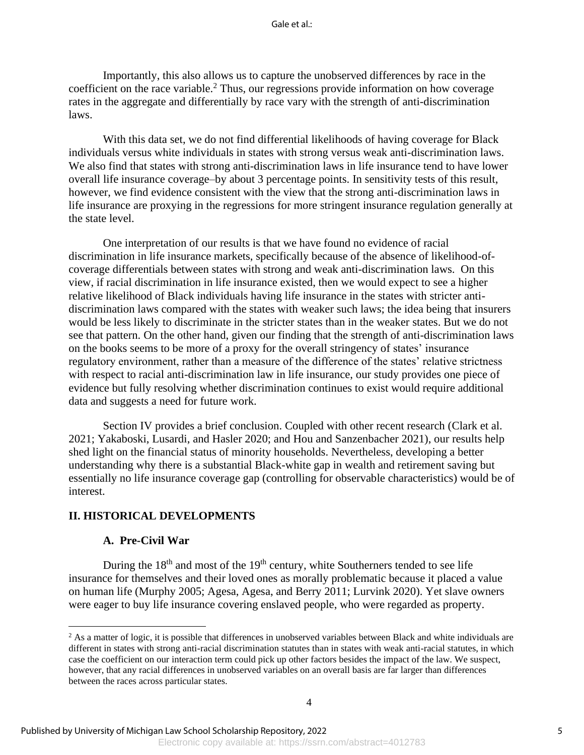Importantly, this also allows us to capture the unobserved differences by race in the coefficient on the race variable.[2] Thus, our regressions provide information on how coverage rates in the aggregate and differentially by race vary with the strength of anti-discrimination laws.

With this data set, we do not find differential likelihoods of having coverage for Black individuals versus white individuals in states with strong versus weak anti-discrimination laws. We also find that states with strong anti-discrimination laws in life insurance tend to have lower overall life insurance coverage–by about 3 percentage points. In sensitivity tests of this result, however, we find evidence consistent with the view that the strong anti-discrimination laws in life insurance are proxying in the regressions for more stringent insurance regulation generally at the state level.

One interpretation of our results is that we have found no evidence of racial discrimination in life insurance markets, specifically because of the absence of likelihood-of-coverage differentials between states with strong and weak anti-discrimination laws. On this view, if racial discrimination in life insurance existed, then we would expect to see a higher relative likelihood of Black individuals having life insurance in the states with stricter anti-discrimination laws compared with the states with weaker such laws; the idea being that insurers would be less likely to discriminate in the stricter states than in the weaker states. But we do not see that pattern. On the other hand, given our finding that the strength of anti-discrimination laws on the books seems to be more of a proxy for the overall stringency of states' insurance regulatory environment, rather than a measure of the difference of the states' relative strictness with respect to racial anti-discrimination law in life insurance, our study provides one piece of evidence but fully resolving whether discrimination continues to exist would require additional data and suggests a need for future work.

Section IV provides a brief conclusion. Coupled with other recent research (Clark et al. 2021; Yakaboski, Lusardi, and Hasler 2020; and Hou and Sanzenbacher 2021), our results help shed light on the financial status of minority households. Nevertheless, developing a better understanding why there is a substantial Black-white gap in wealth and retirement saving but essentially no life insurance coverage gap (controlling for observable characteristics) would be of interest.

## II. HISTORICAL DEVELOPMENTS

### A. Pre-Civil War

During the 18th and most of the 19th century, white Southerners tended to see life insurance for themselves and their loved ones as morally problematic because it placed a value on human life (Murphy 2005; Agesa, Agesa, and Berry 2011; Lurvink 2020). Yet slave owners were eager to buy life insurance covering enslaved people, who were regarded as property.

[2] As a matter of logic, it is possible that differences in unobserved variables between Black and white individuals are different in states with strong anti-racial discrimination statutes than in states with weak anti-racial statutes, in which case the coefficient on our interaction term could pick up other factors besides the impact of the law. We suspect, however, that any racial differences in unobserved variables on an overall basis are far larger than differences between the races across particular states.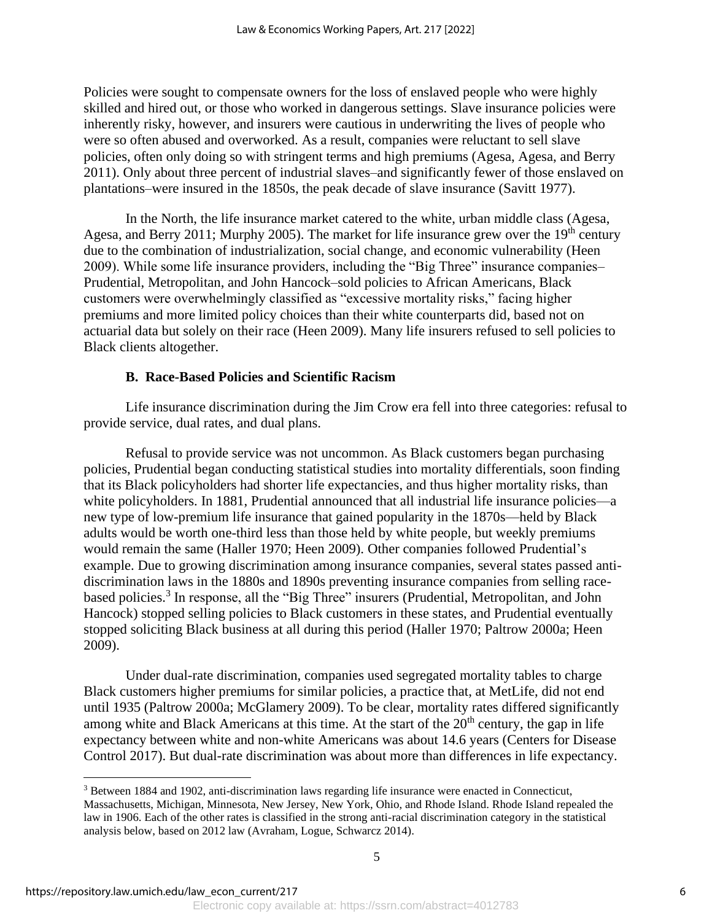Policies were sought to compensate owners for the loss of enslaved people who were highly skilled and hired out, or those who worked in dangerous settings. Slave insurance policies were inherently risky, however, and insurers were cautious in underwriting the lives of people who were so often abused and overworked. As a result, companies were reluctant to sell slave policies, often only doing so with stringent terms and high premiums (Agesa, Agesa, and Berry 2011). Only about three percent of industrial slaves–and significantly fewer of those enslaved on plantations–were insured in the 1850s, the peak decade of slave insurance (Savitt 1977).

In the North, the life insurance market catered to the white, urban middle class (Agesa, Agesa, and Berry 2011; Murphy 2005). The market for life insurance grew over the 19th century due to the combination of industrialization, social change, and economic vulnerability (Heen 2009). While some life insurance providers, including the "Big Three" insurance companies–Prudential, Metropolitan, and John Hancock–sold policies to African Americans, Black customers were overwhelmingly classified as "excessive mortality risks," facing higher premiums and more limited policy choices than their white counterparts did, based not on actuarial data but solely on their race (Heen 2009). Many life insurers refused to sell policies to Black clients altogether.

### B. Race-Based Policies and Scientific Racism

Life insurance discrimination during the Jim Crow era fell into three categories: refusal to provide service, dual rates, and dual plans.

Refusal to provide service was not uncommon. As Black customers began purchasing policies, Prudential began conducting statistical studies into mortality differentials, soon finding that its Black policyholders had shorter life expectancies, and thus higher mortality risks, than white policyholders. In 1881, Prudential announced that all industrial life insurance policies—a new type of low-premium life insurance that gained popularity in the 1870s—held by Black adults would be worth one-third less than those held by white people, but weekly premiums would remain the same (Haller 1970; Heen 2009). Other companies followed Prudential's example. Due to growing discrimination among insurance companies, several states passed anti-discrimination laws in the 1880s and 1890s preventing insurance companies from selling race-based policies.[3] In response, all the "Big Three" insurers (Prudential, Metropolitan, and John Hancock) stopped selling policies to Black customers in these states, and Prudential eventually stopped soliciting Black business at all during this period (Haller 1970; Paltrow 2000a; Heen 2009).

Under dual-rate discrimination, companies used segregated mortality tables to charge Black customers higher premiums for similar policies, a practice that, at MetLife, did not end until 1935 (Paltrow 2000a; McGlamery 2009). To be clear, mortality rates differed significantly among white and Black Americans at this time. At the start of the 20th century, the gap in life expectancy between white and non-white Americans was about 14.6 years (Centers for Disease Control 2017). But dual-rate discrimination was about more than differences in life expectancy.

[3] Between 1884 and 1902, anti-discrimination laws regarding life insurance were enacted in Connecticut, Massachusetts, Michigan, Minnesota, New Jersey, New York, Ohio, and Rhode Island. Rhode Island repealed the law in 1906. Each of the other rates is classified in the strong anti-racial discrimination category in the statistical analysis below, based on 2012 law (Avraham, Logue, Schwarcz 2014).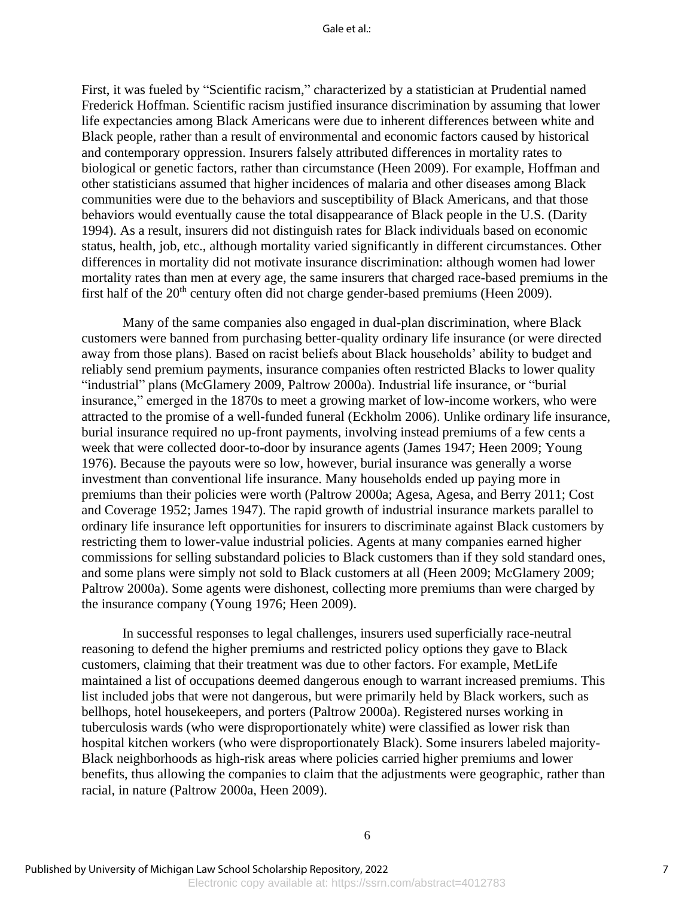First, it was fueled by "Scientific racism," characterized by a statistician at Prudential named Frederick Hoffman. Scientific racism justified insurance discrimination by assuming that lower life expectancies among Black Americans were due to inherent differences between white and Black people, rather than a result of environmental and economic factors caused by historical and contemporary oppression. Insurers falsely attributed differences in mortality rates to biological or genetic factors, rather than circumstance (Heen 2009). For example, Hoffman and other statisticians assumed that higher incidences of malaria and other diseases among Black communities were due to the behaviors and susceptibility of Black Americans, and that those behaviors would eventually cause the total disappearance of Black people in the U.S. (Darity 1994). As a result, insurers did not distinguish rates for Black individuals based on economic status, health, job, etc., although mortality varied significantly in different circumstances. Other differences in mortality did not motivate insurance discrimination: although women had lower mortality rates than men at every age, the same insurers that charged race-based premiums in the first half of the 20th century often did not charge gender-based premiums (Heen 2009).

Many of the same companies also engaged in dual-plan discrimination, where Black customers were banned from purchasing better-quality ordinary life insurance (or were directed away from those plans). Based on racist beliefs about Black households' ability to budget and reliably send premium payments, insurance companies often restricted Blacks to lower quality "industrial" plans (McGlamery 2009, Paltrow 2000a). Industrial life insurance, or "burial insurance," emerged in the 1870s to meet a growing market of low-income workers, who were attracted to the promise of a well-funded funeral (Eckholm 2006). Unlike ordinary life insurance, burial insurance required no up-front payments, involving instead premiums of a few cents a week that were collected door-to-door by insurance agents (James 1947; Heen 2009; Young 1976). Because the payouts were so low, however, burial insurance was generally a worse investment than conventional life insurance. Many households ended up paying more in premiums than their policies were worth (Paltrow 2000a; Agesa, Agesa, and Berry 2011; Cost and Coverage 1952; James 1947). The rapid growth of industrial insurance markets parallel to ordinary life insurance left opportunities for insurers to discriminate against Black customers by restricting them to lower-value industrial policies. Agents at many companies earned higher commissions for selling substandard policies to Black customers than if they sold standard ones, and some plans were simply not sold to Black customers at all (Heen 2009; McGlamery 2009; Paltrow 2000a). Some agents were dishonest, collecting more premiums than were charged by the insurance company (Young 1976; Heen 2009).

In successful responses to legal challenges, insurers used superficially race-neutral reasoning to defend the higher premiums and restricted policy options they gave to Black customers, claiming that their treatment was due to other factors. For example, MetLife maintained a list of occupations deemed dangerous enough to warrant increased premiums. This list included jobs that were not dangerous, but were primarily held by Black workers, such as bellhops, hotel housekeepers, and porters (Paltrow 2000a). Registered nurses working in tuberculosis wards (who were disproportionately white) were classified as lower risk than hospital kitchen workers (who were disproportionately Black). Some insurers labeled majority-Black neighborhoods as high-risk areas where policies carried higher premiums and lower benefits, thus allowing the companies to claim that the adjustments were geographic, rather than racial, in nature (Paltrow 2000a, Heen 2009).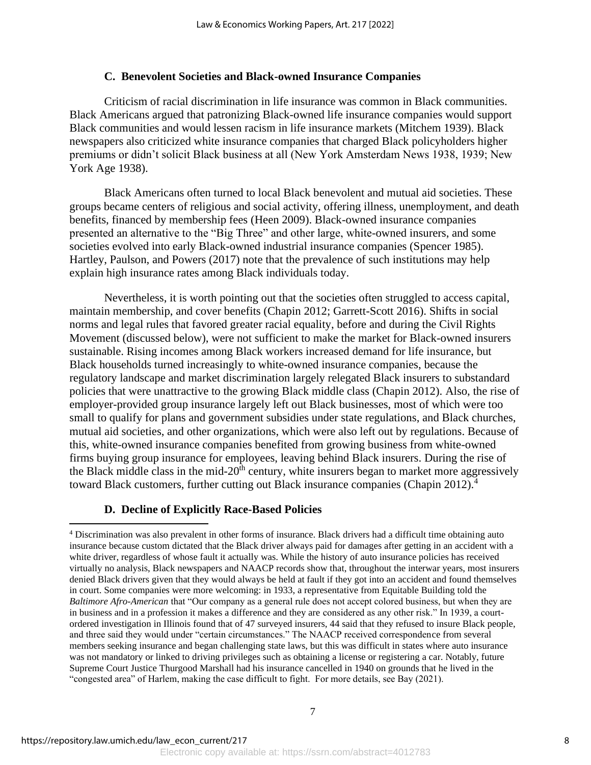### C. Benevolent Societies and Black-owned Insurance Companies

Criticism of racial discrimination in life insurance was common in Black communities. Black Americans argued that patronizing Black-owned life insurance companies would support Black communities and would lessen racism in life insurance markets (Mitchem 1939). Black newspapers also criticized white insurance companies that charged Black policyholders higher premiums or didn't solicit Black business at all (New York Amsterdam News 1938, 1939; New York Age 1938).

Black Americans often turned to local Black benevolent and mutual aid societies. These groups became centers of religious and social activity, offering illness, unemployment, and death benefits, financed by membership fees (Heen 2009). Black-owned insurance companies presented an alternative to the "Big Three" and other large, white-owned insurers, and some societies evolved into early Black-owned industrial insurance companies (Spencer 1985). Hartley, Paulson, and Powers (2017) note that the prevalence of such institutions may help explain high insurance rates among Black individuals today.

Nevertheless, it is worth pointing out that the societies often struggled to access capital, maintain membership, and cover benefits (Chapin 2012; Garrett-Scott 2016). Shifts in social norms and legal rules that favored greater racial equality, before and during the Civil Rights Movement (discussed below), were not sufficient to make the market for Black-owned insurers sustainable. Rising incomes among Black workers increased demand for life insurance, but Black households turned increasingly to white-owned insurance companies, because the regulatory landscape and market discrimination largely relegated Black insurers to substandard policies that were unattractive to the growing Black middle class (Chapin 2012). Also, the rise of employer-provided group insurance largely left out Black businesses, most of which were too small to qualify for plans and government subsidies under state regulations, and Black churches, mutual aid societies, and other organizations, which were also left out by regulations. Because of this, white-owned insurance companies benefited from growing business from white-owned firms buying group insurance for employees, leaving behind Black insurers. During the rise of the Black middle class in the mid-20th century, white insurers began to market more aggressively toward Black customers, further cutting out Black insurance companies (Chapin 2012).[4]

### D. Decline of Explicitly Race-Based Policies

[4] Discrimination was also prevalent in other forms of insurance. Black drivers had a difficult time obtaining auto insurance because custom dictated that the Black driver always paid for damages after getting in an accident with a white driver, regardless of whose fault it actually was. While the history of auto insurance policies has received virtually no analysis, Black newspapers and NAACP records show that, throughout the interwar years, most insurers denied Black drivers given that they would always be held at fault if they got into an accident and found themselves in court. Some companies were more welcoming: in 1933, a representative from Equitable Building told the *Baltimore Afro-American* that "Our company as a general rule does not accept colored business, but when they are in business and in a profession it makes a difference and they are considered as any other risk." In 1939, a court-ordered investigation in Illinois found that of 47 surveyed insurers, 44 said that they refused to insure Black people, and three said they would under "certain circumstances." The NAACP received correspondence from several members seeking insurance and began challenging state laws, but this was difficult in states where auto insurance was not mandatory or linked to driving privileges such as obtaining a license or registering a car. Notably, future Supreme Court Justice Thurgood Marshall had his insurance cancelled in 1940 on grounds that he lived in the "congested area" of Harlem, making the case difficult to fight. For more details, see Bay (2021).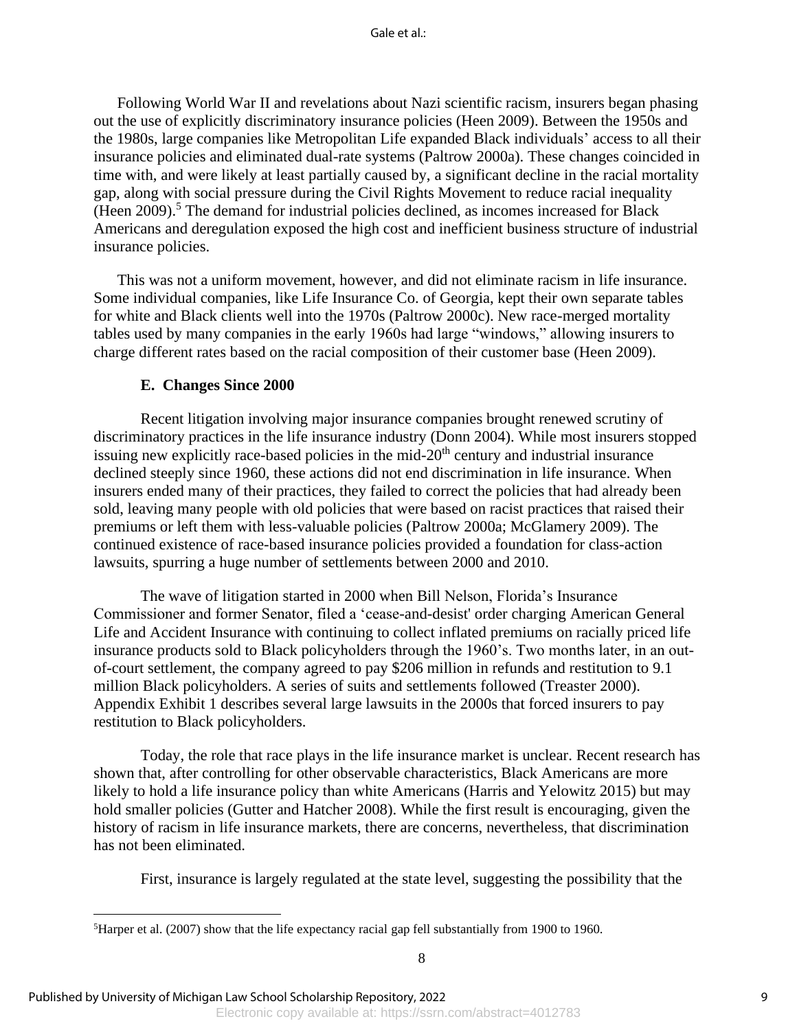Following World War II and revelations about Nazi scientific racism, insurers began phasing out the use of explicitly discriminatory insurance policies (Heen 2009). Between the 1950s and the 1980s, large companies like Metropolitan Life expanded Black individuals' access to all their insurance policies and eliminated dual-rate systems (Paltrow 2000a). These changes coincided in time with, and were likely at least partially caused by, a significant decline in the racial mortality gap, along with social pressure during the Civil Rights Movement to reduce racial inequality (Heen 2009).[5] The demand for industrial policies declined, as incomes increased for Black Americans and deregulation exposed the high cost and inefficient business structure of industrial insurance policies.

This was not a uniform movement, however, and did not eliminate racism in life insurance. Some individual companies, like Life Insurance Co. of Georgia, kept their own separate tables for white and Black clients well into the 1970s (Paltrow 2000c). New race-merged mortality tables used by many companies in the early 1960s had large "windows," allowing insurers to charge different rates based on the racial composition of their customer base (Heen 2009).

### E. Changes Since 2000

Recent litigation involving major insurance companies brought renewed scrutiny of discriminatory practices in the life insurance industry (Donn 2004). While most insurers stopped issuing new explicitly race-based policies in the mid-20th century and industrial insurance declined steeply since 1960, these actions did not end discrimination in life insurance. When insurers ended many of their practices, they failed to correct the policies that had already been sold, leaving many people with old policies that were based on racist practices that raised their premiums or left them with less-valuable policies (Paltrow 2000a; McGlamery 2009). The continued existence of race-based insurance policies provided a foundation for class-action lawsuits, spurring a huge number of settlements between 2000 and 2010.

The wave of litigation started in 2000 when Bill Nelson, Florida's Insurance Commissioner and former Senator, filed a 'cease-and-desist' order charging American General Life and Accident Insurance with continuing to collect inflated premiums on racially priced life insurance products sold to Black policyholders through the 1960's. Two months later, in an out-of-court settlement, the company agreed to pay $206 million in refunds and restitution to 9.1 million Black policyholders. A series of suits and settlements followed (Treaster 2000). Appendix Exhibit 1 describes several large lawsuits in the 2000s that forced insurers to pay restitution to Black policyholders.

Today, the role that race plays in the life insurance market is unclear. Recent research has shown that, after controlling for other observable characteristics, Black Americans are more likely to hold a life insurance policy than white Americans (Harris and Yelowitz 2015) but may hold smaller policies (Gutter and Hatcher 2008). While the first result is encouraging, given the history of racism in life insurance markets, there are concerns, nevertheless, that discrimination has not been eliminated.

First, insurance is largely regulated at the state level, suggesting the possibility that the

[5] Harper et al. (2007) show that the life expectancy racial gap fell substantially from 1900 to 1960.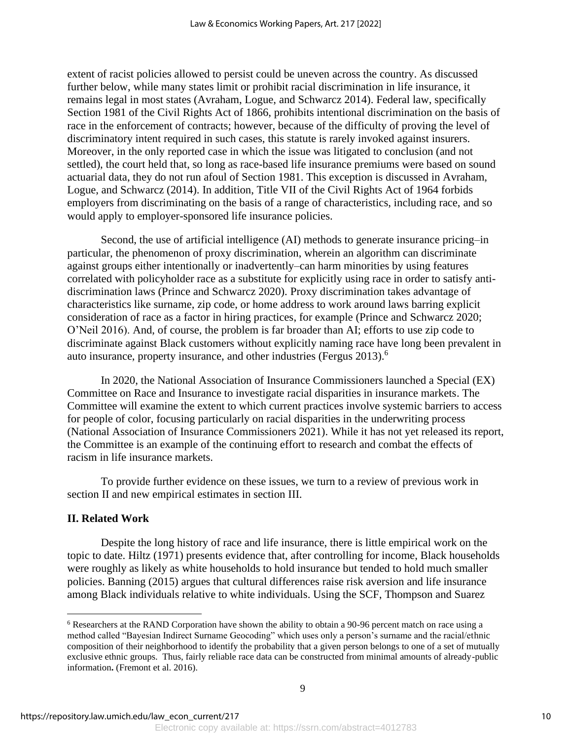extent of racist policies allowed to persist could be uneven across the country. As discussed further below, while many states limit or prohibit racial discrimination in life insurance, it remains legal in most states (Avraham, Logue, and Schwarcz 2014). Federal law, specifically Section 1981 of the Civil Rights Act of 1866, prohibits intentional discrimination on the basis of race in the enforcement of contracts; however, because of the difficulty of proving the level of discriminatory intent required in such cases, this statute is rarely invoked against insurers. Moreover, in the only reported case in which the issue was litigated to conclusion (and not settled), the court held that, so long as race-based life insurance premiums were based on sound actuarial data, they do not run afoul of Section 1981. This exception is discussed in Avraham, Logue, and Schwarcz (2014). In addition, Title VII of the Civil Rights Act of 1964 forbids employers from discriminating on the basis of a range of characteristics, including race, and so would apply to employer-sponsored life insurance policies.

Second, the use of artificial intelligence (AI) methods to generate insurance pricing–in particular, the phenomenon of proxy discrimination, wherein an algorithm can discriminate against groups either intentionally or inadvertently–can harm minorities by using features correlated with policyholder race as a substitute for explicitly using race in order to satisfy anti-discrimination laws (Prince and Schwarcz 2020). Proxy discrimination takes advantage of characteristics like surname, zip code, or home address to work around laws barring explicit consideration of race as a factor in hiring practices, for example (Prince and Schwarcz 2020; O'Neil 2016). And, of course, the problem is far broader than AI; efforts to use zip code to discriminate against Black customers without explicitly naming race have long been prevalent in auto insurance, property insurance, and other industries (Fergus 2013).[6]

In 2020, the National Association of Insurance Commissioners launched a Special (EX) Committee on Race and Insurance to investigate racial disparities in insurance markets. The Committee will examine the extent to which current practices involve systemic barriers to access for people of color, focusing particularly on racial disparities in the underwriting process (National Association of Insurance Commissioners 2021). While it has not yet released its report, the Committee is an example of the continuing effort to research and combat the effects of racism in life insurance markets.

To provide further evidence on these issues, we turn to a review of previous work in section II and new empirical estimates in section III.

## II. Related Work

Despite the long history of race and life insurance, there is little empirical work on the topic to date. Hiltz (1971) presents evidence that, after controlling for income, Black households were roughly as likely as white households to hold insurance but tended to hold much smaller policies. Banning (2015) argues that cultural differences raise risk aversion and life insurance among Black individuals relative to white individuals. Using the SCF, Thompson and Suarez

---

[6] Researchers at the RAND Corporation have shown the ability to obtain a 90-96 percent match on race using a method called "Bayesian Indirect Surname Geocoding" which uses only a person's surname and the racial/ethnic composition of their neighborhood to identify the probability that a given person belongs to one of a set of mutually exclusive ethnic groups. Thus, fairly reliable race data can be constructed from minimal amounts of already-public information**.** (Fremont et al. 2016).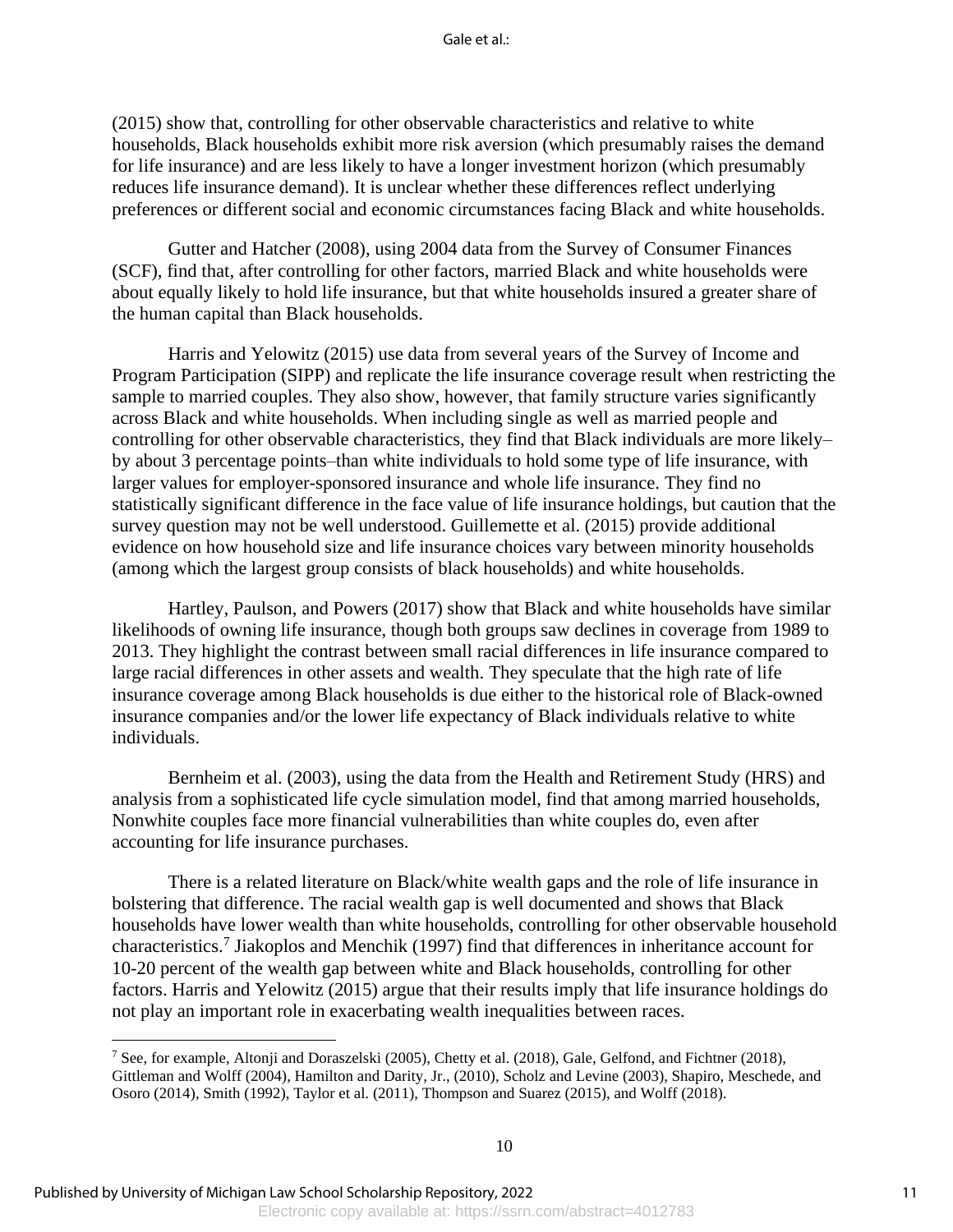(2015) show that, controlling for other observable characteristics and relative to white households, Black households exhibit more risk aversion (which presumably raises the demand for life insurance) and are less likely to have a longer investment horizon (which presumably reduces life insurance demand). It is unclear whether these differences reflect underlying preferences or different social and economic circumstances facing Black and white households.

Gutter and Hatcher (2008), using 2004 data from the Survey of Consumer Finances (SCF), find that, after controlling for other factors, married Black and white households were about equally likely to hold life insurance, but that white households insured a greater share of the human capital than Black households.

Harris and Yelowitz (2015) use data from several years of the Survey of Income and Program Participation (SIPP) and replicate the life insurance coverage result when restricting the sample to married couples. They also show, however, that family structure varies significantly across Black and white households. When including single as well as married people and controlling for other observable characteristics, they find that Black individuals are more likely–by about 3 percentage points–than white individuals to hold some type of life insurance, with larger values for employer-sponsored insurance and whole life insurance. They find no statistically significant difference in the face value of life insurance holdings, but caution that the survey question may not be well understood. Guillemette et al. (2015) provide additional evidence on how household size and life insurance choices vary between minority households (among which the largest group consists of black households) and white households.

Hartley, Paulson, and Powers (2017) show that Black and white households have similar likelihoods of owning life insurance, though both groups saw declines in coverage from 1989 to 2013. They highlight the contrast between small racial differences in life insurance compared to large racial differences in other assets and wealth. They speculate that the high rate of life insurance coverage among Black households is due either to the historical role of Black-owned insurance companies and/or the lower life expectancy of Black individuals relative to white individuals.

Bernheim et al. (2003), using the data from the Health and Retirement Study (HRS) and analysis from a sophisticated life cycle simulation model, find that among married households, Nonwhite couples face more financial vulnerabilities than white couples do, even after accounting for life insurance purchases.

There is a related literature on Black/white wealth gaps and the role of life insurance in bolstering that difference. The racial wealth gap is well documented and shows that Black households have lower wealth than white households, controlling for other observable household characteristics.[7] Jiakoplos and Menchik (1997) find that differences in inheritance account for 10-20 percent of the wealth gap between white and Black households, controlling for other factors. Harris and Yelowitz (2015) argue that their results imply that life insurance holdings do not play an important role in exacerbating wealth inequalities between races.

[7] See, for example, Altonji and Doraszelski (2005), Chetty et al. (2018), Gale, Gelfond, and Fichtner (2018), Gittleman and Wolff (2004), Hamilton and Darity, Jr., (2010), Scholz and Levine (2003), Shapiro, Meschede, and Osoro (2014), Smith (1992), Taylor et al. (2011), Thompson and Suarez (2015), and Wolff (2018).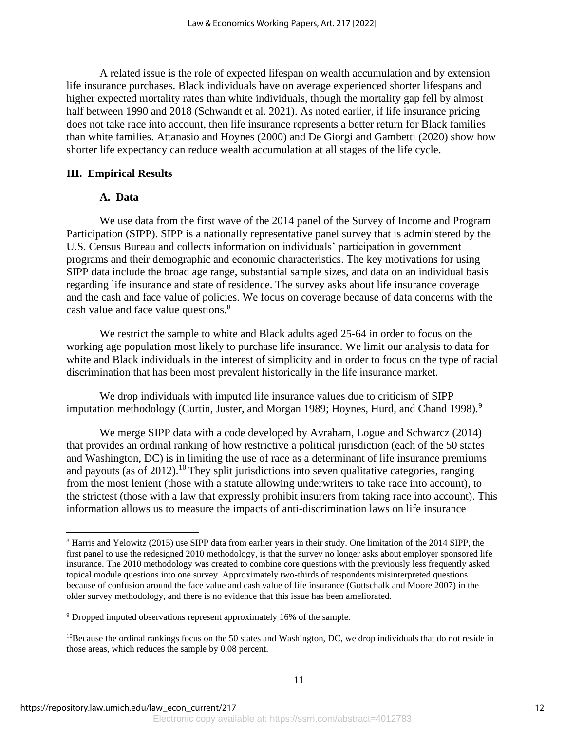A related issue is the role of expected lifespan on wealth accumulation and by extension life insurance purchases. Black individuals have on average experienced shorter lifespans and higher expected mortality rates than white individuals, though the mortality gap fell by almost half between 1990 and 2018 (Schwandt et al. 2021). As noted earlier, if life insurance pricing does not take race into account, then life insurance represents a better return for Black families than white families. Attanasio and Hoynes (2000) and De Giorgi and Gambetti (2020) show how shorter life expectancy can reduce wealth accumulation at all stages of the life cycle.

## III. Empirical Results

### A. Data

We use data from the first wave of the 2014 panel of the Survey of Income and Program Participation (SIPP). SIPP is a nationally representative panel survey that is administered by the U.S. Census Bureau and collects information on individuals' participation in government programs and their demographic and economic characteristics. The key motivations for using SIPP data include the broad age range, substantial sample sizes, and data on an individual basis regarding life insurance and state of residence. The survey asks about life insurance coverage and the cash and face value of policies. We focus on coverage because of data concerns with the cash value and face value questions.[8]

We restrict the sample to white and Black adults aged 25-64 in order to focus on the working age population most likely to purchase life insurance. We limit our analysis to data for white and Black individuals in the interest of simplicity and in order to focus on the type of racial discrimination that has been most prevalent historically in the life insurance market.

We drop individuals with imputed life insurance values due to criticism of SIPP imputation methodology (Curtin, Juster, and Morgan 1989; Hoynes, Hurd, and Chand 1998).[9]

We merge SIPP data with a code developed by Avraham, Logue and Schwarcz (2014) that provides an ordinal ranking of how restrictive a political jurisdiction (each of the 50 states and Washington, DC) is in limiting the use of race as a determinant of life insurance premiums and payouts (as of 2012).[10] They split jurisdictions into seven qualitative categories, ranging from the most lenient (those with a statute allowing underwriters to take race into account), to the strictest (those with a law that expressly prohibit insurers from taking race into account). This information allows us to measure the impacts of anti-discrimination laws on life insurance

---

[8] Harris and Yelowitz (2015) use SIPP data from earlier years in their study. One limitation of the 2014 SIPP, the first panel to use the redesigned 2010 methodology, is that the survey no longer asks about employer sponsored life insurance. The 2010 methodology was created to combine core questions with the previously less frequently asked topical module questions into one survey. Approximately two-thirds of respondents misinterpreted questions because of confusion around the face value and cash value of life insurance (Gottschalk and Moore 2007) in the older survey methodology, and there is no evidence that this issue has been ameliorated.

[9] Dropped imputed observations represent approximately 16% of the sample.

[10] Because the ordinal rankings focus on the 50 states and Washington, DC, we drop individuals that do not reside in those areas, which reduces the sample by 0.08 percent.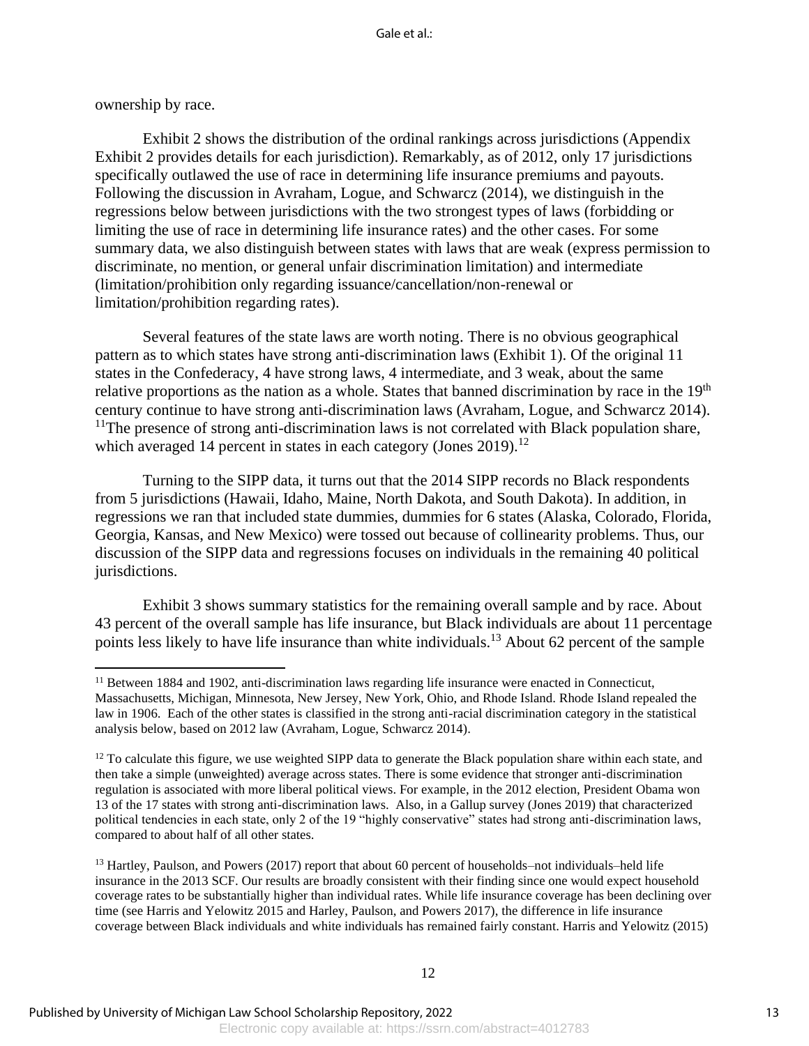ownership by race.

Exhibit 2 shows the distribution of the ordinal rankings across jurisdictions (Appendix Exhibit 2 provides details for each jurisdiction). Remarkably, as of 2012, only 17 jurisdictions specifically outlawed the use of race in determining life insurance premiums and payouts. Following the discussion in Avraham, Logue, and Schwarcz (2014), we distinguish in the regressions below between jurisdictions with the two strongest types of laws (forbidding or limiting the use of race in determining life insurance rates) and the other cases. For some summary data, we also distinguish between states with laws that are weak (express permission to discriminate, no mention, or general unfair discrimination limitation) and intermediate (limitation/prohibition only regarding issuance/cancellation/non-renewal or limitation/prohibition regarding rates).

Several features of the state laws are worth noting. There is no obvious geographical pattern as to which states have strong anti-discrimination laws (Exhibit 1). Of the original 11 states in the Confederacy, 4 have strong laws, 4 intermediate, and 3 weak, about the same relative proportions as the nation as a whole. States that banned discrimination by race in the 19th century continue to have strong anti-discrimination laws (Avraham, Logue, and Schwarcz 2014).[11]The presence of strong anti-discrimination laws is not correlated with Black population share, which averaged 14 percent in states in each category (Jones 2019).[12]

Turning to the SIPP data, it turns out that the 2014 SIPP records no Black respondents from 5 jurisdictions (Hawaii, Idaho, Maine, North Dakota, and South Dakota). In addition, in regressions we ran that included state dummies, dummies for 6 states (Alaska, Colorado, Florida, Georgia, Kansas, and New Mexico) were tossed out because of collinearity problems. Thus, our discussion of the SIPP data and regressions focuses on individuals in the remaining 40 political jurisdictions.

Exhibit 3 shows summary statistics for the remaining overall sample and by race. About 43 percent of the overall sample has life insurance, but Black individuals are about 11 percentage points less likely to have life insurance than white individuals.[13] About 62 percent of the sample

---

[11] Between 1884 and 1902, anti-discrimination laws regarding life insurance were enacted in Connecticut, Massachusetts, Michigan, Minnesota, New Jersey, New York, Ohio, and Rhode Island. Rhode Island repealed the law in 1906. Each of the other states is classified in the strong anti-racial discrimination category in the statistical analysis below, based on 2012 law (Avraham, Logue, Schwarcz 2014).

[12] To calculate this figure, we use weighted SIPP data to generate the Black population share within each state, and then take a simple (unweighted) average across states. There is some evidence that stronger anti-discrimination regulation is associated with more liberal political views. For example, in the 2012 election, President Obama won 13 of the 17 states with strong anti-discrimination laws. Also, in a Gallup survey (Jones 2019) that characterized political tendencies in each state, only 2 of the 19 "highly conservative" states had strong anti-discrimination laws, compared to about half of all other states.

[13] Hartley, Paulson, and Powers (2017) report that about 60 percent of households–not individuals–held life insurance in the 2013 SCF. Our results are broadly consistent with their finding since one would expect household coverage rates to be substantially higher than individual rates. While life insurance coverage has been declining over time (see Harris and Yelowitz 2015 and Harley, Paulson, and Powers 2017), the difference in life insurance coverage between Black individuals and white individuals has remained fairly constant. Harris and Yelowitz (2015)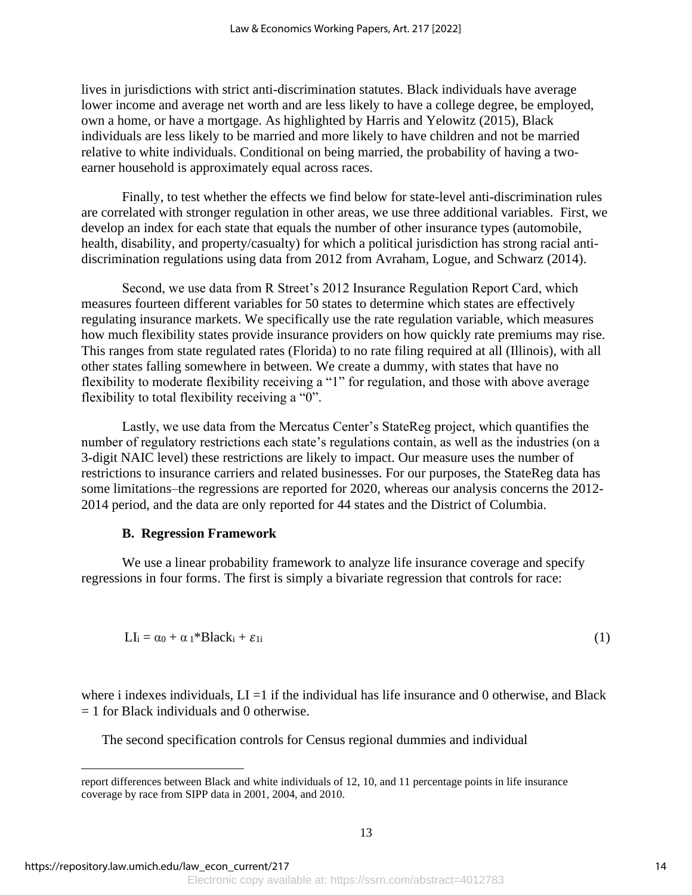lives in jurisdictions with strict anti-discrimination statutes. Black individuals have average lower income and average net worth and are less likely to have a college degree, be employed, own a home, or have a mortgage. As highlighted by Harris and Yelowitz (2015), Black individuals are less likely to be married and more likely to have children and not be married relative to white individuals. Conditional on being married, the probability of having a two-earner household is approximately equal across races.

Finally, to test whether the effects we find below for state-level anti-discrimination rules are correlated with stronger regulation in other areas, we use three additional variables. First, we develop an index for each state that equals the number of other insurance types (automobile, health, disability, and property/casualty) for which a political jurisdiction has strong racial anti-discrimination regulations using data from 2012 from Avraham, Logue, and Schwarz (2014).

Second, we use data from R Street's 2012 Insurance Regulation Report Card, which measures fourteen different variables for 50 states to determine which states are effectively regulating insurance markets. We specifically use the rate regulation variable, which measures how much flexibility states provide insurance providers on how quickly rate premiums may rise. This ranges from state regulated rates (Florida) to no rate filing required at all (Illinois), with all other states falling somewhere in between. We create a dummy, with states that have no flexibility to moderate flexibility receiving a "1" for regulation, and those with above average flexibility to total flexibility receiving a "0".

Lastly, we use data from the Mercatus Center's StateReg project, which quantifies the number of regulatory restrictions each state's regulations contain, as well as the industries (on a 3-digit NAIC level) these restrictions are likely to impact. Our measure uses the number of restrictions to insurance carriers and related businesses. For our purposes, the StateReg data has some limitations–the regressions are reported for 2020, whereas our analysis concerns the 2012-2014 period, and the data are only reported for 44 states and the District of Columbia.

### B. Regression Framework

We use a linear probability framework to analyze life insurance coverage and specify regressions in four forms. The first is simply a bivariate regression that controls for race:

$$LI_i = \alpha_0 + \alpha_1 * Black_i + \varepsilon_{1i} \tag{1}$$

where i indexes individuals, LI =1 if the individual has life insurance and 0 otherwise, and Black = 1 for Black individuals and 0 otherwise.

The second specification controls for Census regional dummies and individual

---

report differences between Black and white individuals of 12, 10, and 11 percentage points in life insurance coverage by race from SIPP data in 2001, 2004, and 2010.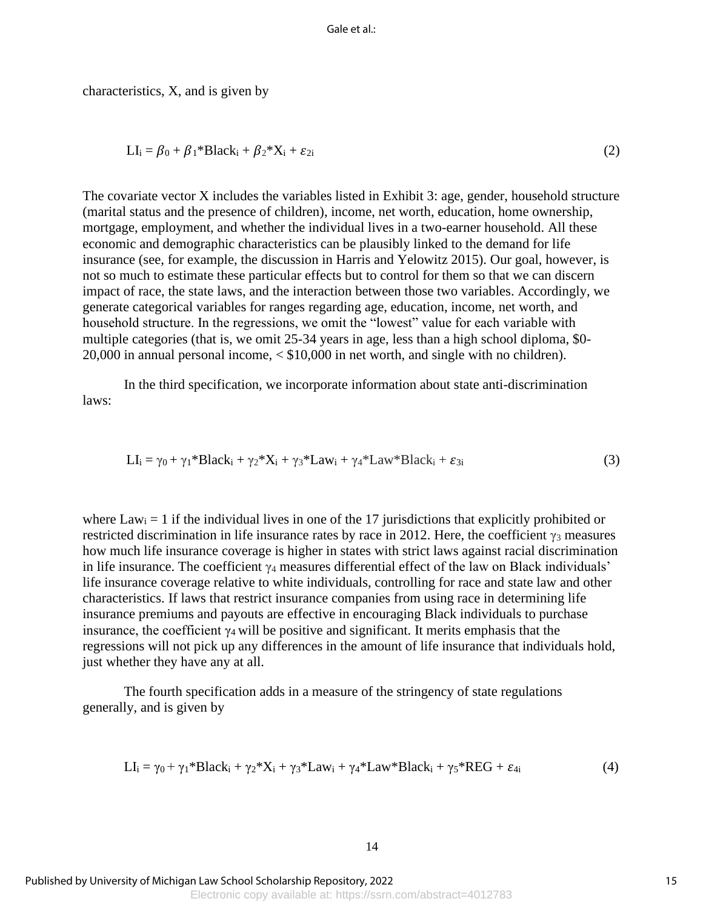characteristics, X, and is given by

$$LI_i = \beta_0 + \beta_1{*}Black_i + \beta_2{*}X_i + \varepsilon_{2i} \tag{2}$$

The covariate vector X includes the variables listed in Exhibit 3: age, gender, household structure (marital status and the presence of children), income, net worth, education, home ownership, mortgage, employment, and whether the individual lives in a two-earner household. All these economic and demographic characteristics can be plausibly linked to the demand for life insurance (see, for example, the discussion in Harris and Yelowitz 2015). Our goal, however, is not so much to estimate these particular effects but to control for them so that we can discern impact of race, the state laws, and the interaction between those two variables. Accordingly, we generate categorical variables for ranges regarding age, education, income, net worth, and household structure. In the regressions, we omit the "lowest" value for each variable with multiple categories (that is, we omit 25-34 years in age, less than a high school diploma, $0-20,000 in annual personal income, < $10,000 in net worth, and single with no children).

In the third specification, we incorporate information about state anti-discrimination laws:

$$LI_i = \gamma_0 + \gamma_1{*}Black_i + \gamma_2{*}X_i + \gamma_3{*}Law_i + \gamma_4{*}Law{*}Black_i + \varepsilon_{3i} \tag{3}$$

where $Law_i = 1$ if the individual lives in one of the 17 jurisdictions that explicitly prohibited or restricted discrimination in life insurance rates by race in 2012. Here, the coefficient $\gamma_3$ measures how much life insurance coverage is higher in states with strict laws against racial discrimination in life insurance. The coefficient $\gamma_4$ measures differential effect of the law on Black individuals' life insurance coverage relative to white individuals, controlling for race and state law and other characteristics. If laws that restrict insurance companies from using race in determining life insurance premiums and payouts are effective in encouraging Black individuals to purchase insurance, the coefficient $\gamma_4$ will be positive and significant. It merits emphasis that the regressions will not pick up any differences in the amount of life insurance that individuals hold, just whether they have any at all.

The fourth specification adds in a measure of the stringency of state regulations generally, and is given by

$$LI_i = \gamma_0 + \gamma_1{*}Black_i + \gamma_2{*}X_i + \gamma_3{*}Law_i + \gamma_4{*}Law{*}Black_i + \gamma_5{*}REG + \varepsilon_{4i} \tag{4}$$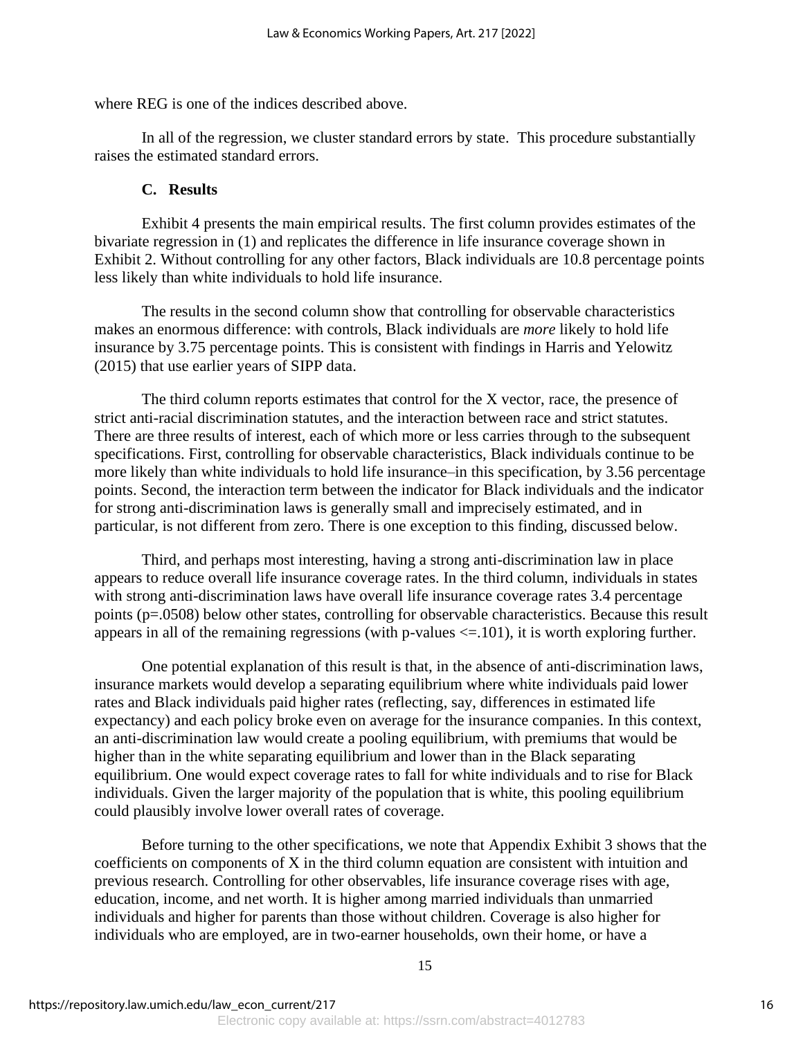where REG is one of the indices described above.

In all of the regression, we cluster standard errors by state. This procedure substantially raises the estimated standard errors.

### C. Results

Exhibit 4 presents the main empirical results. The first column provides estimates of the bivariate regression in (1) and replicates the difference in life insurance coverage shown in Exhibit 2. Without controlling for any other factors, Black individuals are 10.8 percentage points less likely than white individuals to hold life insurance.

The results in the second column show that controlling for observable characteristics makes an enormous difference: with controls, Black individuals are *more* likely to hold life insurance by 3.75 percentage points. This is consistent with findings in Harris and Yelowitz (2015) that use earlier years of SIPP data.

The third column reports estimates that control for the X vector, race, the presence of strict anti-racial discrimination statutes, and the interaction between race and strict statutes. There are three results of interest, each of which more or less carries through to the subsequent specifications. First, controlling for observable characteristics, Black individuals continue to be more likely than white individuals to hold life insurance–in this specification, by 3.56 percentage points. Second, the interaction term between the indicator for Black individuals and the indicator for strong anti-discrimination laws is generally small and imprecisely estimated, and in particular, is not different from zero. There is one exception to this finding, discussed below.

Third, and perhaps most interesting, having a strong anti-discrimination law in place appears to reduce overall life insurance coverage rates. In the third column, individuals in states with strong anti-discrimination laws have overall life insurance coverage rates 3.4 percentage points ($p$=.0508) below other states, controlling for observable characteristics. Because this result appears in all of the remaining regressions (with p-values <=.101), it is worth exploring further.

One potential explanation of this result is that, in the absence of anti-discrimination laws, insurance markets would develop a separating equilibrium where white individuals paid lower rates and Black individuals paid higher rates (reflecting, say, differences in estimated life expectancy) and each policy broke even on average for the insurance companies. In this context, an anti-discrimination law would create a pooling equilibrium, with premiums that would be higher than in the white separating equilibrium and lower than in the Black separating equilibrium. One would expect coverage rates to fall for white individuals and to rise for Black individuals. Given the larger majority of the population that is white, this pooling equilibrium could plausibly involve lower overall rates of coverage.

Before turning to the other specifications, we note that Appendix Exhibit 3 shows that the coefficients on components of X in the third column equation are consistent with intuition and previous research. Controlling for other observables, life insurance coverage rises with age, education, income, and net worth. It is higher among married individuals than unmarried individuals and higher for parents than those without children. Coverage is also higher for individuals who are employed, are in two-earner households, own their home, or have a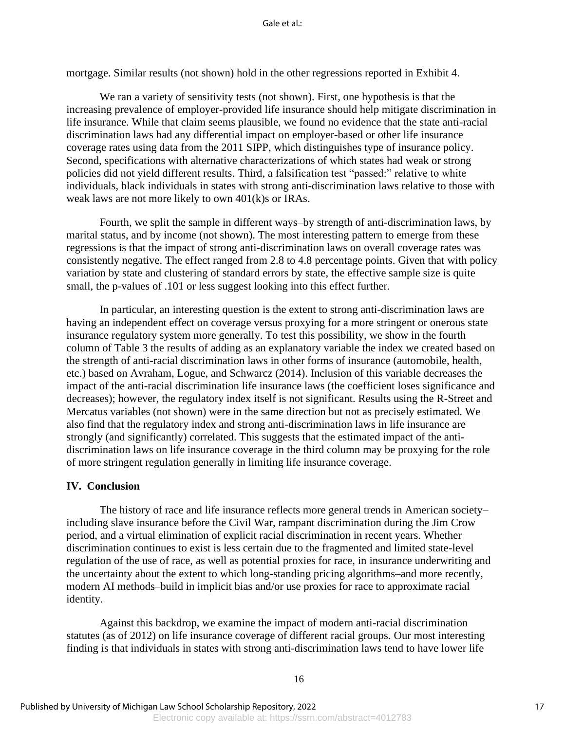mortgage. Similar results (not shown) hold in the other regressions reported in Exhibit 4.

We ran a variety of sensitivity tests (not shown). First, one hypothesis is that the increasing prevalence of employer-provided life insurance should help mitigate discrimination in life insurance. While that claim seems plausible, we found no evidence that the state anti-racial discrimination laws had any differential impact on employer-based or other life insurance coverage rates using data from the 2011 SIPP, which distinguishes type of insurance policy. Second, specifications with alternative characterizations of which states had weak or strong policies did not yield different results. Third, a falsification test "passed:" relative to white individuals, black individuals in states with strong anti-discrimination laws relative to those with weak laws are not more likely to own 401(k)s or IRAs.

Fourth, we split the sample in different ways–by strength of anti-discrimination laws, by marital status, and by income (not shown). The most interesting pattern to emerge from these regressions is that the impact of strong anti-discrimination laws on overall coverage rates was consistently negative. The effect ranged from 2.8 to 4.8 percentage points. Given that with policy variation by state and clustering of standard errors by state, the effective sample size is quite small, the p-values of .101 or less suggest looking into this effect further.

In particular, an interesting question is the extent to strong anti-discrimination laws are having an independent effect on coverage versus proxying for a more stringent or onerous state insurance regulatory system more generally. To test this possibility, we show in the fourth column of Table 3 the results of adding as an explanatory variable the index we created based on the strength of anti-racial discrimination laws in other forms of insurance (automobile, health, etc.) based on Avraham, Logue, and Schwarcz (2014). Inclusion of this variable decreases the impact of the anti-racial discrimination life insurance laws (the coefficient loses significance and decreases); however, the regulatory index itself is not significant. Results using the R-Street and Mercatus variables (not shown) were in the same direction but not as precisely estimated. We also find that the regulatory index and strong anti-discrimination laws in life insurance are strongly (and significantly) correlated. This suggests that the estimated impact of the anti-discrimination laws on life insurance coverage in the third column may be proxying for the role of more stringent regulation generally in limiting life insurance coverage.

## IV. Conclusion

The history of race and life insurance reflects more general trends in American society–including slave insurance before the Civil War, rampant discrimination during the Jim Crow period, and a virtual elimination of explicit racial discrimination in recent years. Whether discrimination continues to exist is less certain due to the fragmented and limited state-level regulation of the use of race, as well as potential proxies for race, in insurance underwriting and the uncertainty about the extent to which long-standing pricing algorithms–and more recently, modern AI methods–build in implicit bias and/or use proxies for race to approximate racial identity.

Against this backdrop, we examine the impact of modern anti-racial discrimination statutes (as of 2012) on life insurance coverage of different racial groups. Our most interesting finding is that individuals in states with strong anti-discrimination laws tend to have lower life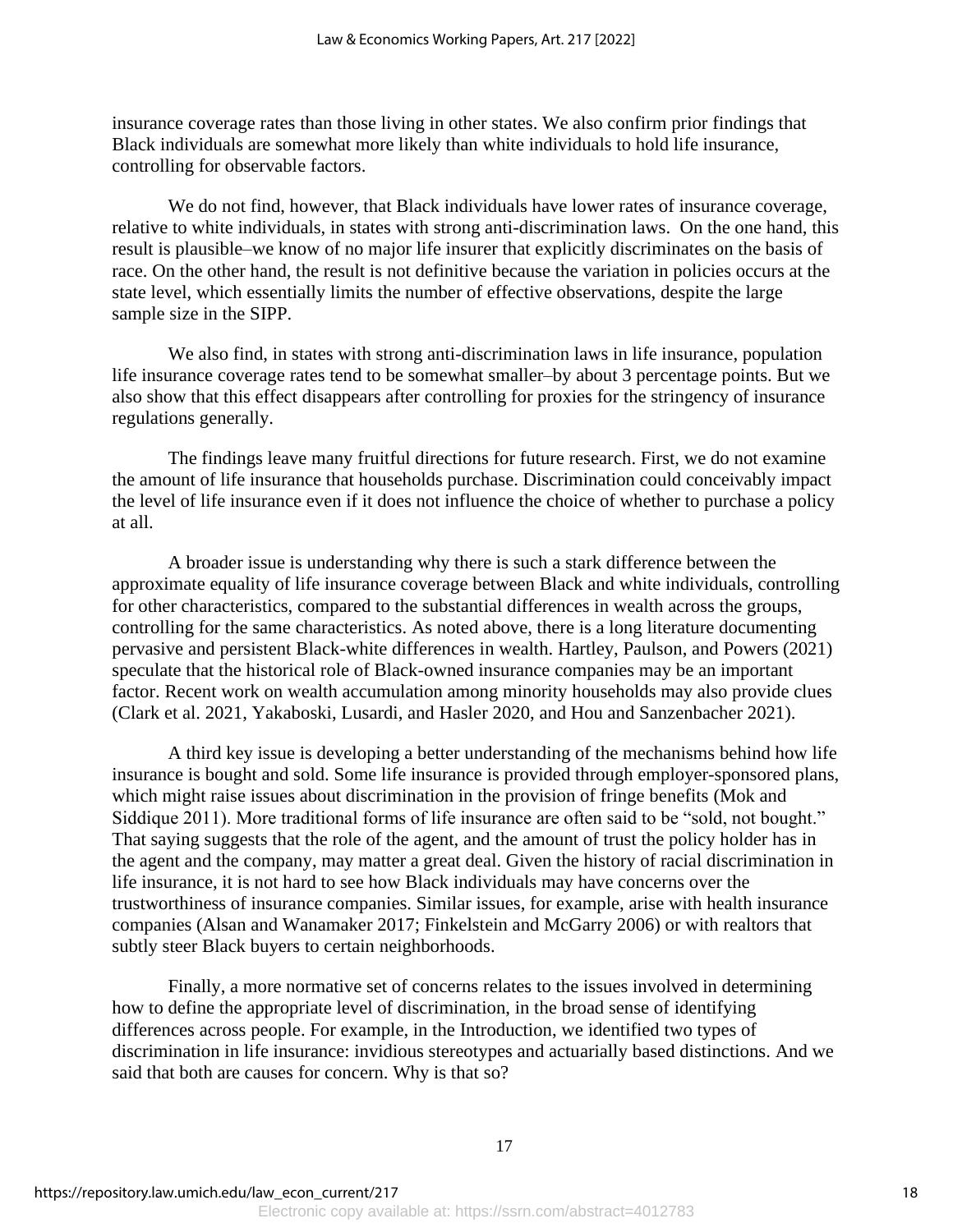insurance coverage rates than those living in other states. We also confirm prior findings that Black individuals are somewhat more likely than white individuals to hold life insurance, controlling for observable factors.

We do not find, however, that Black individuals have lower rates of insurance coverage, relative to white individuals, in states with strong anti-discrimination laws. On the one hand, this result is plausible–we know of no major life insurer that explicitly discriminates on the basis of race. On the other hand, the result is not definitive because the variation in policies occurs at the state level, which essentially limits the number of effective observations, despite the large sample size in the SIPP.

We also find, in states with strong anti-discrimination laws in life insurance, population life insurance coverage rates tend to be somewhat smaller–by about 3 percentage points. But we also show that this effect disappears after controlling for proxies for the stringency of insurance regulations generally.

The findings leave many fruitful directions for future research. First, we do not examine the amount of life insurance that households purchase. Discrimination could conceivably impact the level of life insurance even if it does not influence the choice of whether to purchase a policy at all.

A broader issue is understanding why there is such a stark difference between the approximate equality of life insurance coverage between Black and white individuals, controlling for other characteristics, compared to the substantial differences in wealth across the groups, controlling for the same characteristics. As noted above, there is a long literature documenting pervasive and persistent Black-white differences in wealth. Hartley, Paulson, and Powers (2021) speculate that the historical role of Black-owned insurance companies may be an important factor. Recent work on wealth accumulation among minority households may also provide clues (Clark et al. 2021, Yakaboski, Lusardi, and Hasler 2020, and Hou and Sanzenbacher 2021).

A third key issue is developing a better understanding of the mechanisms behind how life insurance is bought and sold. Some life insurance is provided through employer-sponsored plans, which might raise issues about discrimination in the provision of fringe benefits (Mok and Siddique 2011). More traditional forms of life insurance are often said to be "sold, not bought." That saying suggests that the role of the agent, and the amount of trust the policy holder has in the agent and the company, may matter a great deal. Given the history of racial discrimination in life insurance, it is not hard to see how Black individuals may have concerns over the trustworthiness of insurance companies. Similar issues, for example, arise with health insurance companies (Alsan and Wanamaker 2017; Finkelstein and McGarry 2006) or with realtors that subtly steer Black buyers to certain neighborhoods.

Finally, a more normative set of concerns relates to the issues involved in determining how to define the appropriate level of discrimination, in the broad sense of identifying differences across people. For example, in the Introduction, we identified two types of discrimination in life insurance: invidious stereotypes and actuarially based distinctions. And we said that both are causes for concern. Why is that so?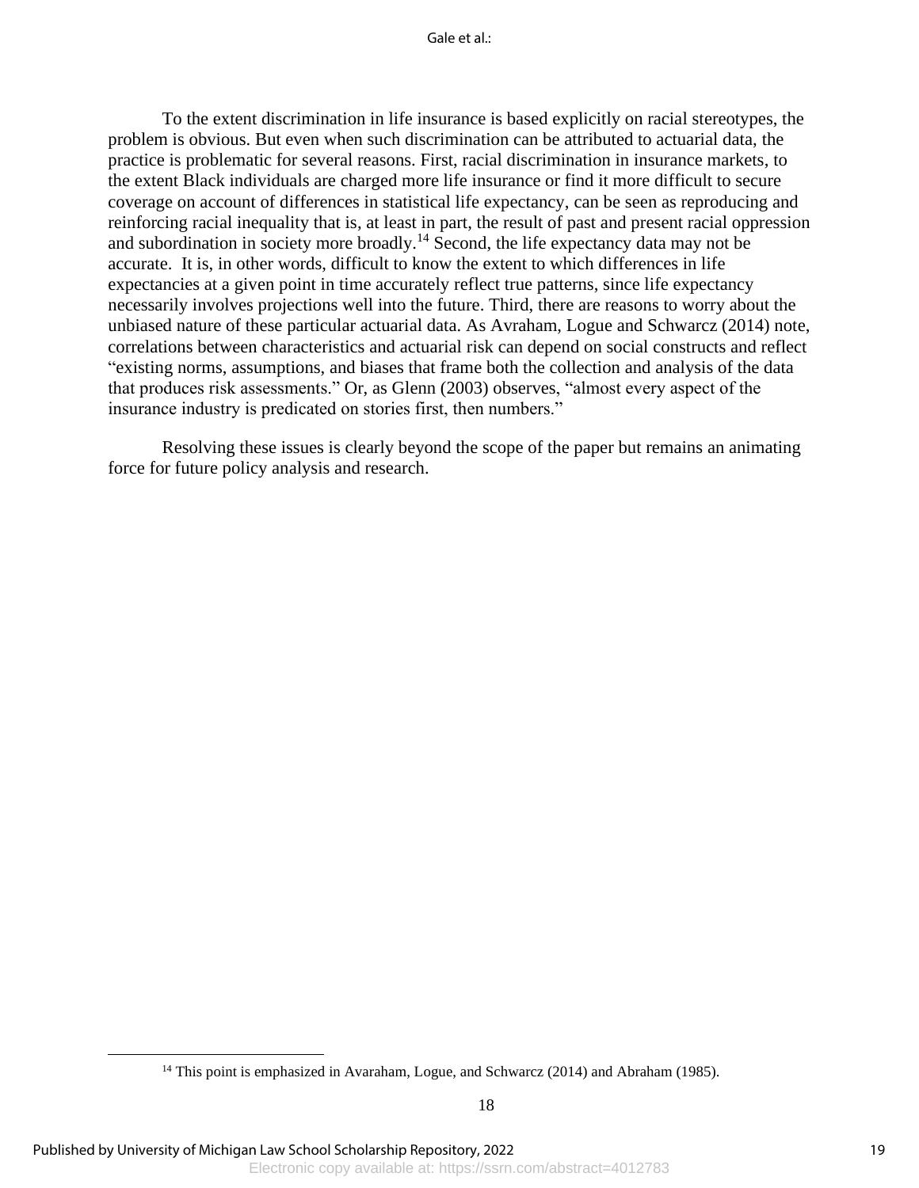To the extent discrimination in life insurance is based explicitly on racial stereotypes, the problem is obvious. But even when such discrimination can be attributed to actuarial data, the practice is problematic for several reasons. First, racial discrimination in insurance markets, to the extent Black individuals are charged more life insurance or find it more difficult to secure coverage on account of differences in statistical life expectancy, can be seen as reproducing and reinforcing racial inequality that is, at least in part, the result of past and present racial oppression and subordination in society more broadly.[14] Second, the life expectancy data may not be accurate. It is, in other words, difficult to know the extent to which differences in life expectancies at a given point in time accurately reflect true patterns, since life expectancy necessarily involves projections well into the future. Third, there are reasons to worry about the unbiased nature of these particular actuarial data. As Avraham, Logue and Schwarcz (2014) note, correlations between characteristics and actuarial risk can depend on social constructs and reflect "existing norms, assumptions, and biases that frame both the collection and analysis of the data that produces risk assessments." Or, as Glenn (2003) observes, "almost every aspect of the insurance industry is predicated on stories first, then numbers."

Resolving these issues is clearly beyond the scope of the paper but remains an animating force for future policy analysis and research.

[14] This point is emphasized in Avaraham, Logue, and Schwarcz (2014) and Abraham (1985).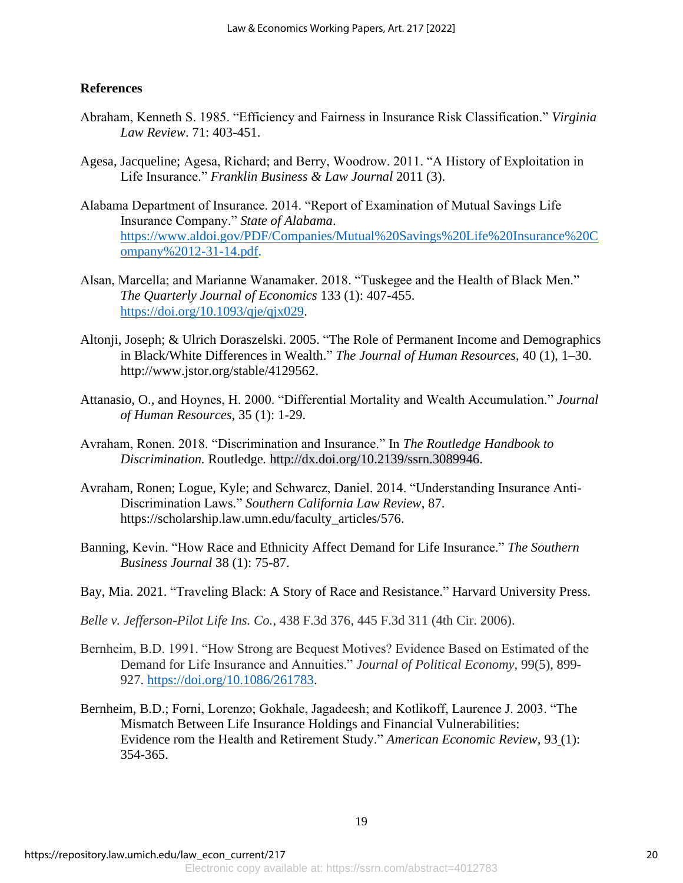## References

Abraham, Kenneth S. 1985. "Efficiency and Fairness in Insurance Risk Classification." *Virginia Law Review*. 71: 403-451.

Agesa, Jacqueline; Agesa, Richard; and Berry, Woodrow. 2011. "A History of Exploitation in Life Insurance." *Franklin Business & Law Journal* 2011 (3).

Alabama Department of Insurance. 2014. "Report of Examination of Mutual Savings Life Insurance Company." *State of Alabama*. https://www.aldoi.gov/PDF/Companies/Mutual%20Savings%20Life%20Insurance%20Company%2012-31-14.pdf.

Alsan, Marcella; and Marianne Wanamaker. 2018. "Tuskegee and the Health of Black Men." *The Quarterly Journal of Economics* 133 (1): 407-455. https://doi.org/10.1093/qje/qjx029.

Altonji, Joseph; & Ulrich Doraszelski. 2005. "The Role of Permanent Income and Demographics in Black/White Differences in Wealth." *The Journal of Human Resources*, 40 (1), 1–30. http://www.jstor.org/stable/4129562.

Attanasio, O., and Hoynes, H. 2000. "Differential Mortality and Wealth Accumulation." *Journal of Human Resources*, 35 (1): 1-29.

Avraham, Ronen. 2018. "Discrimination and Insurance." In *The Routledge Handbook to Discrimination.* Routledge. http://dx.doi.org/10.2139/ssrn.3089946.

Avraham, Ronen; Logue, Kyle; and Schwarcz, Daniel. 2014. "Understanding Insurance Anti-Discrimination Laws." *Southern California Law Review*, 87. https://scholarship.law.umn.edu/faculty_articles/576.

Banning, Kevin. "How Race and Ethnicity Affect Demand for Life Insurance." *The Southern Business Journal* 38 (1): 75-87.

Bay, Mia. 2021. "Traveling Black: A Story of Race and Resistance." Harvard University Press.

*Belle v. Jefferson-Pilot Life Ins. Co.*, 438 F.3d 376, 445 F.3d 311 (4th Cir. 2006).

Bernheim, B.D. 1991. "How Strong are Bequest Motives? Evidence Based on Estimated of the Demand for Life Insurance and Annuities." *Journal of Political Economy*, 99(5), 899-927. https://doi.org/10.1086/261783.

Bernheim, B.D.; Forni, Lorenzo; Gokhale, Jagadeesh; and Kotlikoff, Laurence J. 2003. "The Mismatch Between Life Insurance Holdings and Financial Vulnerabilities: Evidence rom the Health and Retirement Study." *American Economic Review*, 93 (1): 354-365.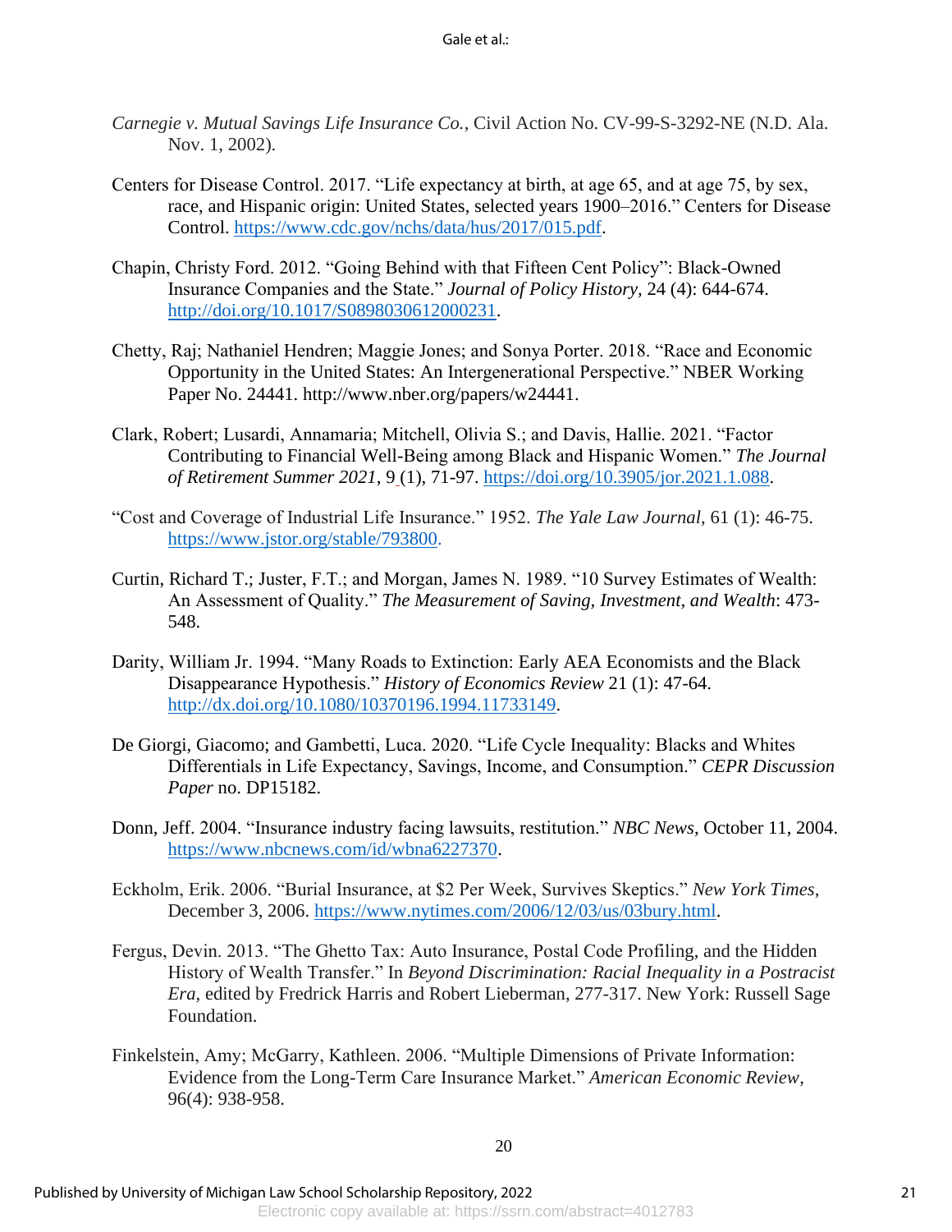*Carnegie v. Mutual Savings Life Insurance Co.*, Civil Action No. CV-99-S-3292-NE (N.D. Ala. Nov. 1, 2002).

Centers for Disease Control. 2017. "Life expectancy at birth, at age 65, and at age 75, by sex, race, and Hispanic origin: United States, selected years 1900–2016." Centers for Disease Control. https://www.cdc.gov/nchs/data/hus/2017/015.pdf.

Chapin, Christy Ford. 2012. "Going Behind with that Fifteen Cent Policy": Black-Owned Insurance Companies and the State." *Journal of Policy History,* 24 (4): 644-674. http://doi.org/10.1017/S0898030612000231.

Chetty, Raj; Nathaniel Hendren; Maggie Jones; and Sonya Porter. 2018. "Race and Economic Opportunity in the United States: An Intergenerational Perspective." NBER Working Paper No. 24441. http://www.nber.org/papers/w24441.

Clark, Robert; Lusardi, Annamaria; Mitchell, Olivia S.; and Davis, Hallie. 2021. "Factor Contributing to Financial Well-Being among Black and Hispanic Women." *The Journal of Retirement Summer 2021,* 9 (1), 71-97. https://doi.org/10.3905/jor.2021.1.088.

"Cost and Coverage of Industrial Life Insurance." 1952. *The Yale Law Journal,* 61 (1): 46-75. https://www.jstor.org/stable/793800.

Curtin, Richard T.; Juster, F.T.; and Morgan, James N. 1989. "10 Survey Estimates of Wealth: An Assessment of Quality." *The Measurement of Saving, Investment, and Wealth*: 473-548.

Darity, William Jr. 1994. "Many Roads to Extinction: Early AEA Economists and the Black Disappearance Hypothesis." *History of Economics Review* 21 (1): 47-64. http://dx.doi.org/10.1080/10370196.1994.11733149.

De Giorgi, Giacomo; and Gambetti, Luca. 2020. "Life Cycle Inequality: Blacks and Whites Differentials in Life Expectancy, Savings, Income, and Consumption." *CEPR Discussion Paper* no. DP15182.

Donn, Jeff. 2004. "Insurance industry facing lawsuits, restitution." *NBC News*, October 11, 2004. https://www.nbcnews.com/id/wbna6227370.

Eckholm, Erik. 2006. "Burial Insurance, at $2 Per Week, Survives Skeptics." *New York Times*, December 3, 2006. https://www.nytimes.com/2006/12/03/us/03bury.html.

Fergus, Devin. 2013. "The Ghetto Tax: Auto Insurance, Postal Code Profiling, and the Hidden History of Wealth Transfer." In *Beyond Discrimination: Racial Inequality in a Postracist Era,* edited by Fredrick Harris and Robert Lieberman, 277-317. New York: Russell Sage Foundation.

Finkelstein, Amy; McGarry, Kathleen. 2006. "Multiple Dimensions of Private Information: Evidence from the Long-Term Care Insurance Market." *American Economic Review*, 96(4): 938-958.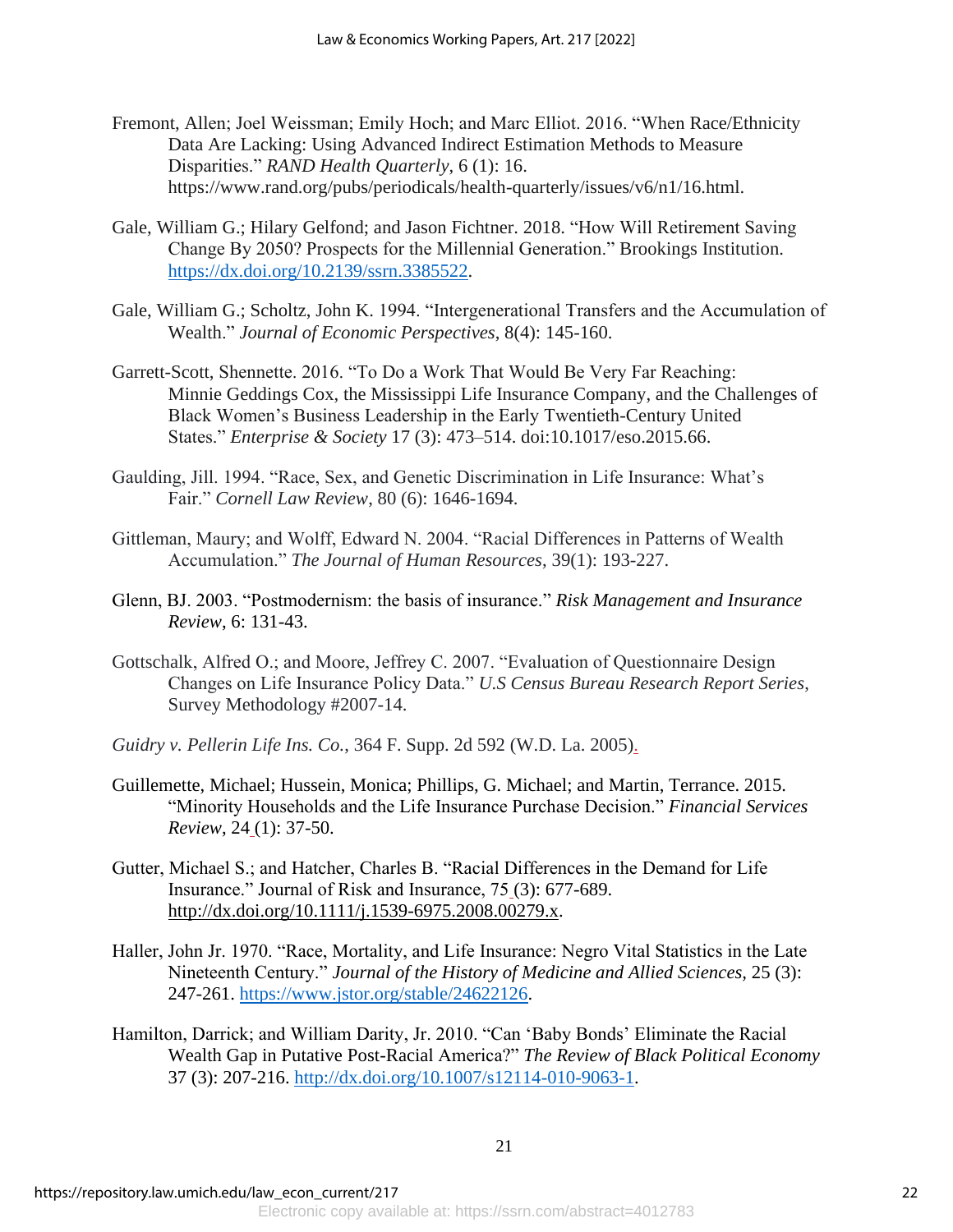Fremont, Allen; Joel Weissman; Emily Hoch; and Marc Elliot. 2016. "When Race/Ethnicity Data Are Lacking: Using Advanced Indirect Estimation Methods to Measure Disparities." *RAND Health Quarterly*, 6 (1): 16. https://www.rand.org/pubs/periodicals/health-quarterly/issues/v6/n1/16.html.

Gale, William G.; Hilary Gelfond; and Jason Fichtner. 2018. "How Will Retirement Saving Change By 2050? Prospects for the Millennial Generation." Brookings Institution. https://dx.doi.org/10.2139/ssrn.3385522.

Gale, William G.; Scholtz, John K. 1994. "Intergenerational Transfers and the Accumulation of Wealth." *Journal of Economic Perspectives*, 8(4): 145-160.

Garrett-Scott, Shennette. 2016. "To Do a Work That Would Be Very Far Reaching: Minnie Geddings Cox, the Mississippi Life Insurance Company, and the Challenges of Black Women's Business Leadership in the Early Twentieth-Century United States." *Enterprise & Society* 17 (3): 473–514. doi:10.1017/eso.2015.66.

Gaulding, Jill. 1994. "Race, Sex, and Genetic Discrimination in Life Insurance: What's Fair." *Cornell Law Review*, 80 (6): 1646-1694.

Gittleman, Maury; and Wolff, Edward N. 2004. "Racial Differences in Patterns of Wealth Accumulation." *The Journal of Human Resources*, 39(1): 193-227.

Glenn, BJ. 2003. "Postmodernism: the basis of insurance." *Risk Management and Insurance Review*, 6: 131-43.

Gottschalk, Alfred O.; and Moore, Jeffrey C. 2007. "Evaluation of Questionnaire Design Changes on Life Insurance Policy Data." *U.S Census Bureau Research Report Series*, Survey Methodology #2007-14.

*Guidry v. Pellerin Life Ins. Co.*, 364 F. Supp. 2d 592 (W.D. La. 2005).

Guillemette, Michael; Hussein, Monica; Phillips, G. Michael; and Martin, Terrance. 2015. "Minority Households and the Life Insurance Purchase Decision." *Financial Services Review*, 24 (1): 37-50.

Gutter, Michael S.; and Hatcher, Charles B. "Racial Differences in the Demand for Life Insurance." Journal of Risk and Insurance, 75 (3): 677-689. http://dx.doi.org/10.1111/j.1539-6975.2008.00279.x.

Haller, John Jr. 1970. "Race, Mortality, and Life Insurance: Negro Vital Statistics in the Late Nineteenth Century." *Journal of the History of Medicine and Allied Sciences*, 25 (3): 247-261. https://www.jstor.org/stable/24622126.

Hamilton, Darrick; and William Darity, Jr. 2010. "Can 'Baby Bonds' Eliminate the Racial Wealth Gap in Putative Post-Racial America?" *The Review of Black Political Economy* 37 (3): 207-216. http://dx.doi.org/10.1007/s12114-010-9063-1.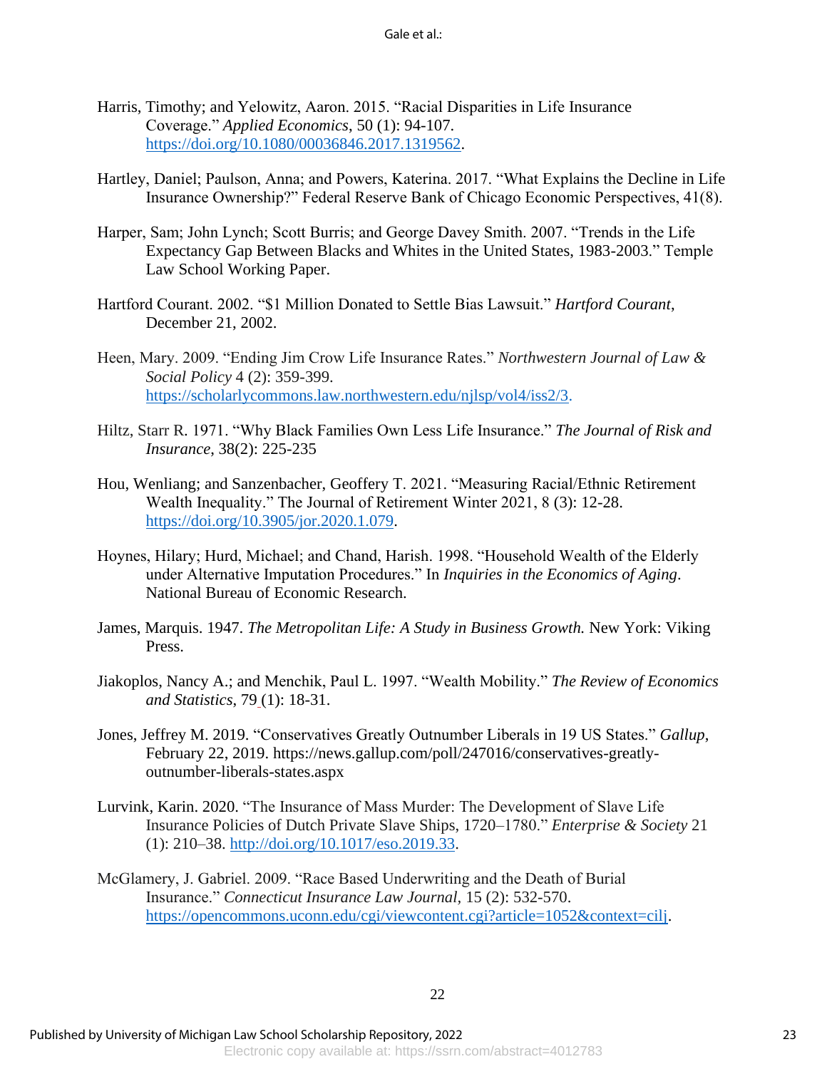Harris, Timothy; and Yelowitz, Aaron. 2015. "Racial Disparities in Life Insurance Coverage." *Applied Economics*, 50 (1): 94-107. https://doi.org/10.1080/00036846.2017.1319562.

Hartley, Daniel; Paulson, Anna; and Powers, Katerina. 2017. "What Explains the Decline in Life Insurance Ownership?" Federal Reserve Bank of Chicago Economic Perspectives, 41(8).

Harper, Sam; John Lynch; Scott Burris; and George Davey Smith. 2007. "Trends in the Life Expectancy Gap Between Blacks and Whites in the United States, 1983-2003." Temple Law School Working Paper.

Hartford Courant. 2002. "$1 Million Donated to Settle Bias Lawsuit." *Hartford Courant*, December 21, 2002.

Heen, Mary. 2009. "Ending Jim Crow Life Insurance Rates." *Northwestern Journal of Law & Social Policy* 4 (2): 359-399. https://scholarlycommons.law.northwestern.edu/njlsp/vol4/iss2/3.

Hiltz, Starr R. 1971. "Why Black Families Own Less Life Insurance." *The Journal of Risk and Insurance*, 38(2): 225-235

Hou, Wenliang; and Sanzenbacher, Geoffery T. 2021. "Measuring Racial/Ethnic Retirement Wealth Inequality." The Journal of Retirement Winter 2021, 8 (3): 12-28. https://doi.org/10.3905/jor.2020.1.079.

Hoynes, Hilary; Hurd, Michael; and Chand, Harish. 1998. "Household Wealth of the Elderly under Alternative Imputation Procedures." In *Inquiries in the Economics of Aging*. National Bureau of Economic Research.

James, Marquis. 1947. *The Metropolitan Life: A Study in Business Growth.* New York: Viking Press.

Jiakoplos, Nancy A.; and Menchik, Paul L. 1997. "Wealth Mobility." *The Review of Economics and Statistics*, 79 (1): 18-31.

Jones, Jeffrey M. 2019. "Conservatives Greatly Outnumber Liberals in 19 US States." *Gallup*, February 22, 2019. https://news.gallup.com/poll/247016/conservatives-greatly-outnumber-liberals-states.aspx

Lurvink, Karin. 2020. "The Insurance of Mass Murder: The Development of Slave Life Insurance Policies of Dutch Private Slave Ships, 1720–1780." *Enterprise & Society* 21 (1): 210–38. http://doi.org/10.1017/eso.2019.33.

McGlamery, J. Gabriel. 2009. "Race Based Underwriting and the Death of Burial Insurance." *Connecticut Insurance Law Journal*, 15 (2): 532-570. https://opencommons.uconn.edu/cgi/viewcontent.cgi?article=1052&context=cilj.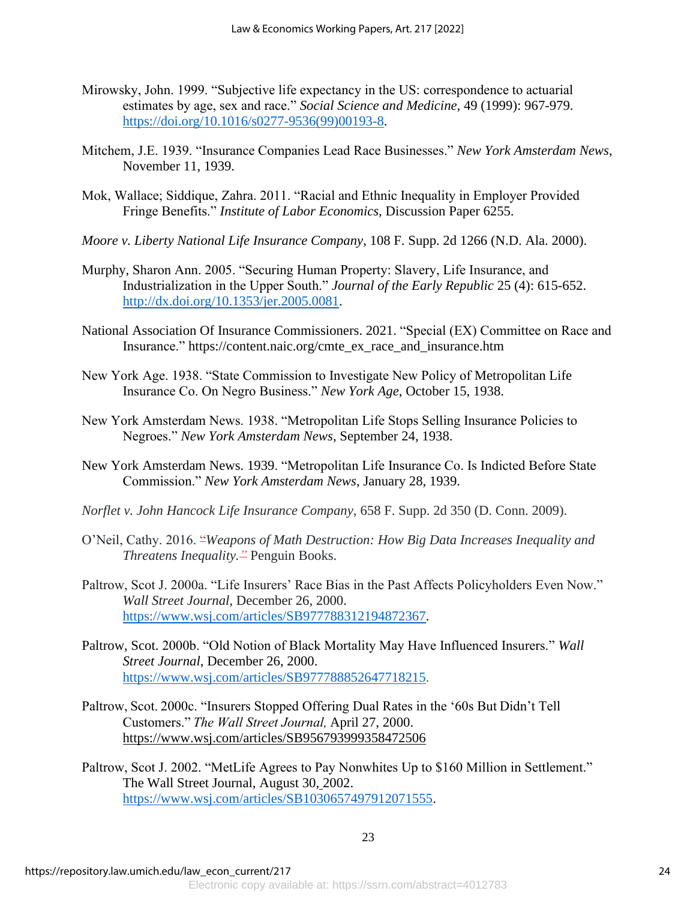Mirowsky, John. 1999. "Subjective life expectancy in the US: correspondence to actuarial estimates by age, sex and race." *Social Science and Medicine*, 49 (1999): 967-979. https://doi.org/10.1016/s0277-9536(99)00193-8.

Mitchem, J.E. 1939. "Insurance Companies Lead Race Businesses." *New York Amsterdam News*, November 11, 1939.

Mok, Wallace; Siddique, Zahra. 2011. "Racial and Ethnic Inequality in Employer Provided Fringe Benefits." *Institute of Labor Economics,* Discussion Paper 6255.

*Moore v. Liberty National Life Insurance Company*, 108 F. Supp. 2d 1266 (N.D. Ala. 2000).

Murphy, Sharon Ann. 2005. "Securing Human Property: Slavery, Life Insurance, and Industrialization in the Upper South." *Journal of the Early Republic* 25 (4): 615-652. http://dx.doi.org/10.1353/jer.2005.0081.

National Association Of Insurance Commissioners. 2021. "Special (EX) Committee on Race and Insurance." https://content.naic.org/cmte_ex_race_and_insurance.htm

New York Age. 1938. "State Commission to Investigate New Policy of Metropolitan Life Insurance Co. On Negro Business." *New York Age*, October 15, 1938.

New York Amsterdam News. 1938. "Metropolitan Life Stops Selling Insurance Policies to Negroes." *New York Amsterdam News*, September 24, 1938.

New York Amsterdam News. 1939. "Metropolitan Life Insurance Co. Is Indicted Before State Commission." *New York Amsterdam News*, January 28, 1939.

*Norflet v. John Hancock Life Insurance Company*, 658 F. Supp. 2d 350 (D. Conn. 2009).

O'Neil, Cathy. 2016. "*Weapons of Math Destruction: How Big Data Increases Inequality and Threatens Inequality*." Penguin Books.

Paltrow, Scot J. 2000a. "Life Insurers' Race Bias in the Past Affects Policyholders Even Now." *Wall Street Journal,* December 26, 2000. https://www.wsj.com/articles/SB977788312194872367.

Paltrow, Scot. 2000b. "Old Notion of Black Mortality May Have Influenced Insurers." *Wall Street Journal*, December 26, 2000. https://www.wsj.com/articles/SB977788852647718215.

Paltrow, Scot. 2000c. "Insurers Stopped Offering Dual Rates in the '60s But Didn't Tell Customers." *The Wall Street Journal,* April 27, 2000. https://www.wsj.com/articles/SB956793999358472506

Paltrow, Scot J. 2002. "MetLife Agrees to Pay Nonwhites Up to $160 Million in Settlement." The Wall Street Journal, August 30, 2002. https://www.wsj.com/articles/SB1030657497912071555.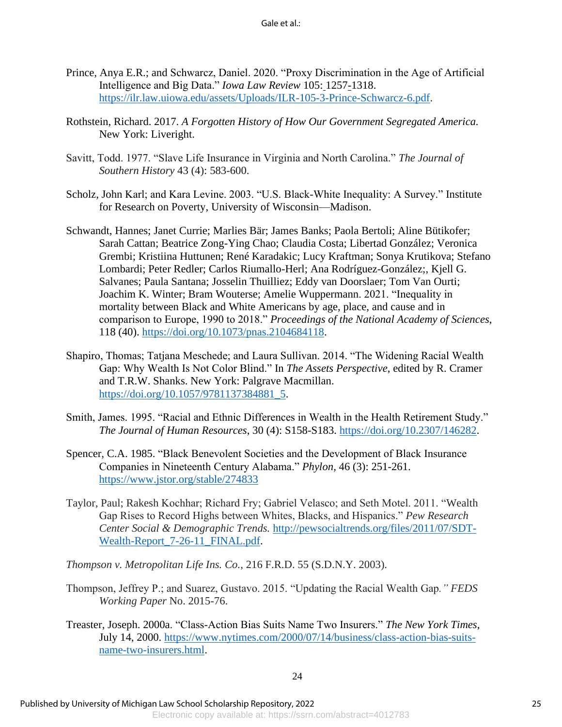Prince, Anya E.R.; and Schwarcz, Daniel. 2020. "Proxy Discrimination in the Age of Artificial Intelligence and Big Data." *Iowa Law Review* 105: 1257-1318. https://ilr.law.uiowa.edu/assets/Uploads/ILR-105-3-Prince-Schwarcz-6.pdf.

Rothstein, Richard. 2017. *A Forgotten History of How Our Government Segregated America.* New York: Liveright.

Savitt, Todd. 1977. "Slave Life Insurance in Virginia and North Carolina." *The Journal of Southern History* 43 (4): 583-600.

Scholz, John Karl; and Kara Levine. 2003. "U.S. Black-White Inequality: A Survey." Institute for Research on Poverty, University of Wisconsin—Madison.

Schwandt, Hannes; Janet Currie; Marlies Bär; James Banks; Paola Bertoli; Aline Bütikofer; Sarah Cattan; Beatrice Zong-Ying Chao; Claudia Costa; Libertad González; Veronica Grembi; Kristiina Huttunen; René Karadakic; Lucy Kraftman; Sonya Krutikova; Stefano Lombardi; Peter Redler; Carlos Riumallo-Herl; Ana Rodríguez-González;, Kjell G. Salvanes; Paula Santana; Josselin Thuilliez; Eddy van Doorslaer; Tom Van Ourti; Joachim K. Winter; Bram Wouterse; Amelie Wuppermann. 2021. "Inequality in mortality between Black and White Americans by age, place, and cause and in comparison to Europe, 1990 to 2018." *Proceedings of the National Academy of Sciences*, 118 (40). https://doi.org/10.1073/pnas.2104684118.

Shapiro, Thomas; Tatjana Meschede; and Laura Sullivan. 2014. "The Widening Racial Wealth Gap: Why Wealth Is Not Color Blind." In *The Assets Perspective*, edited by R. Cramer and T.R.W. Shanks. New York: Palgrave Macmillan. https://doi.org/10.1057/9781137384881_5.

Smith, James. 1995. "Racial and Ethnic Differences in Wealth in the Health Retirement Study." *The Journal of Human Resources*, 30 (4): S158-S183. https://doi.org/10.2307/146282.

Spencer, C.A. 1985. "Black Benevolent Societies and the Development of Black Insurance Companies in Nineteenth Century Alabama." *Phylon,* 46 (3): 251-261. https://www.jstor.org/stable/274833

Taylor, Paul; Rakesh Kochhar; Richard Fry; Gabriel Velasco; and Seth Motel. 2011. "Wealth Gap Rises to Record Highs between Whites, Blacks, and Hispanics." *Pew Research Center Social & Demographic Trends.* http://pewsocialtrends.org/files/2011/07/SDT-Wealth-Report_7-26-11_FINAL.pdf.

*Thompson v. Metropolitan Life Ins. Co.*, 216 F.R.D. 55 (S.D.N.Y. 2003).

Thompson, Jeffrey P.; and Suarez, Gustavo. 2015. "Updating the Racial Wealth Gap." *FEDS Working Paper* No. 2015-76.

Treaster, Joseph. 2000a. "Class-Action Bias Suits Name Two Insurers." *The New York Times*, July 14, 2000. https://www.nytimes.com/2000/07/14/business/class-action-bias-suits-name-two-insurers.html.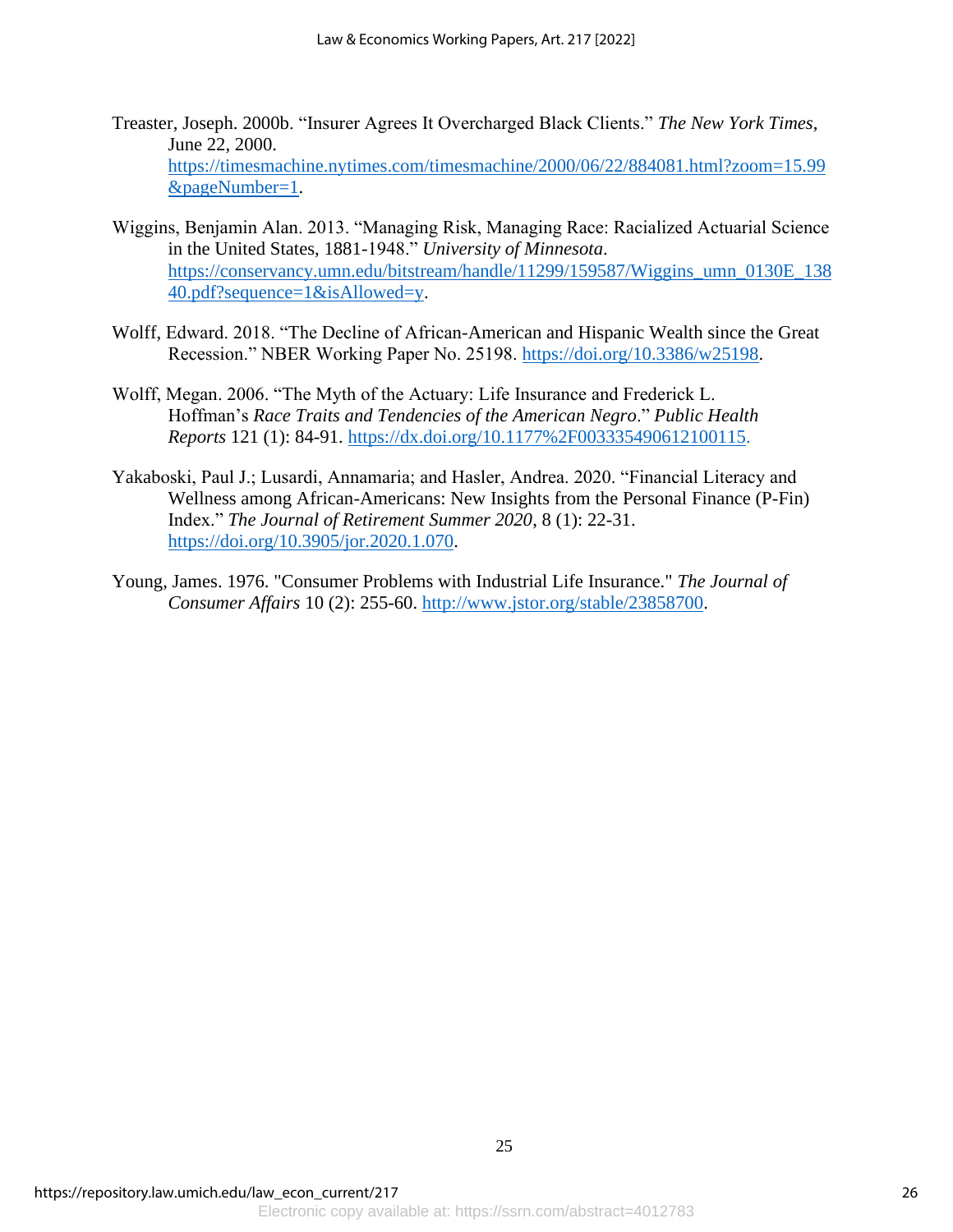Treaster, Joseph. 2000b. "Insurer Agrees It Overcharged Black Clients." *The New York Times*, June 22, 2000. https://timesmachine.nytimes.com/timesmachine/2000/06/22/884081.html?zoom=15.99&pageNumber=1.

Wiggins, Benjamin Alan. 2013. "Managing Risk, Managing Race: Racialized Actuarial Science in the United States, 1881-1948." *University of Minnesota*. https://conservancy.umn.edu/bitstream/handle/11299/159587/Wiggins_umn_0130E_13840.pdf?sequence=1&isAllowed=y.

Wolff, Edward. 2018. "The Decline of African-American and Hispanic Wealth since the Great Recession." NBER Working Paper No. 25198. https://doi.org/10.3386/w25198.

Wolff, Megan. 2006. "The Myth of the Actuary: Life Insurance and Frederick L. Hoffman's *Race Traits and Tendencies of the American Negro*." *Public Health Reports* 121 (1): 84-91. https://dx.doi.org/10.1177%2F003335490612100115.

Yakaboski, Paul J.; Lusardi, Annamaria; and Hasler, Andrea. 2020. "Financial Literacy and Wellness among African-Americans: New Insights from the Personal Finance (P-Fin) Index." *The Journal of Retirement Summer 2020*, 8 (1): 22-31. https://doi.org/10.3905/jor.2020.1.070.

Young, James. 1976. "Consumer Problems with Industrial Life Insurance." *The Journal of Consumer Affairs* 10 (2): 255-60. http://www.jstor.org/stable/23858700.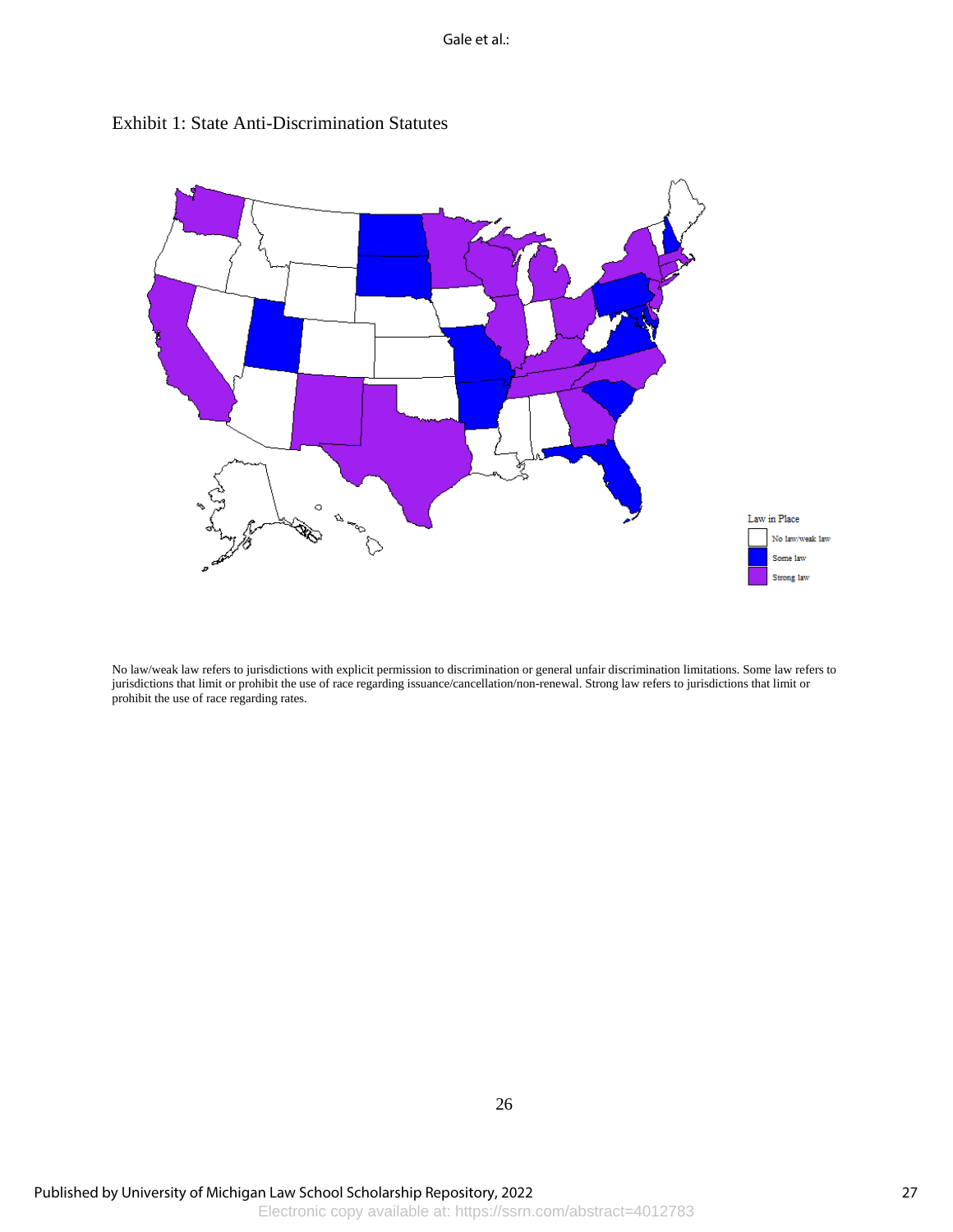Exhibit 1: State Anti-Discrimination Statutes

Law in Place

- No law/weak law
- Some law
- Strong law

No law/weak law refers to jurisdictions with explicit permission to discrimination or general unfair discrimination limitations. Some law refers to jurisdictions that limit or prohibit the use of race regarding issuance/cancellation/non-renewal. Strong law refers to jurisdictions that limit or prohibit the use of race regarding rates.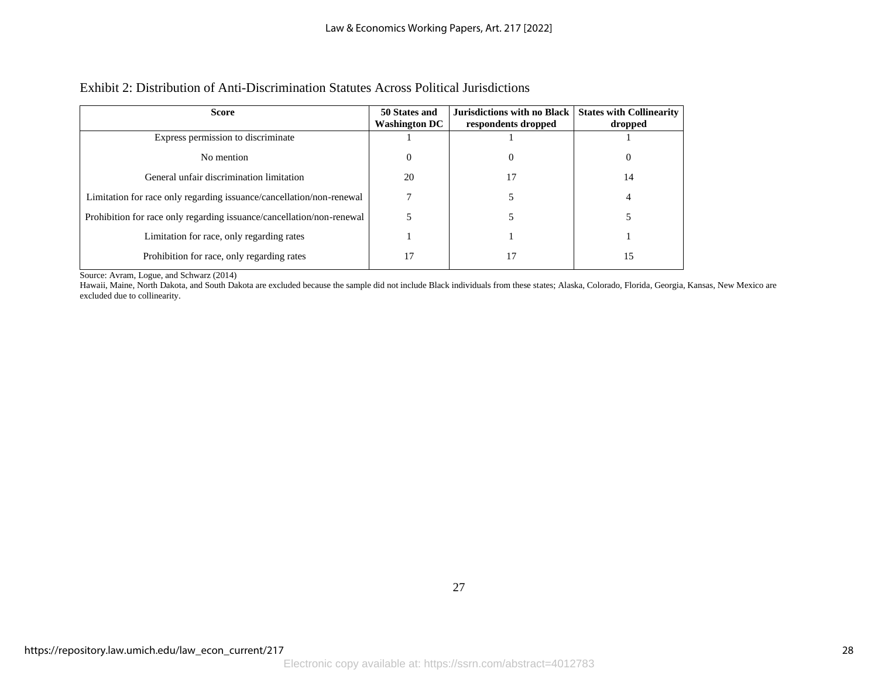Exhibit 2: Distribution of Anti-Discrimination Statutes Across Political Jurisdictions

| Score | 50 States and Washington DC | Jurisdictions with no Black respondents dropped | States with Collinearity dropped |
|---|---|---|---|
| Express permission to discriminate | 1 | 1 | 1 |
| No mention | 0 | 0 | 0 |
| General unfair discrimination limitation | 20 | 17 | 14 |
| Limitation for race only regarding issuance/cancellation/non-renewal | 7 | 5 | 4 |
| Prohibition for race only regarding issuance/cancellation/non-renewal | 5 | 5 | 5 |
| Limitation for race, only regarding rates | 1 | 1 | 1 |
| Prohibition for race, only regarding rates | 17 | 17 | 15 |

Source: Avram, Logue, and Schwarz (2014)

Hawaii, Maine, North Dakota, and South Dakota are excluded because the sample did not include Black individuals from these states; Alaska, Colorado, Florida, Georgia, Kansas, New Mexico are excluded due to collinearity.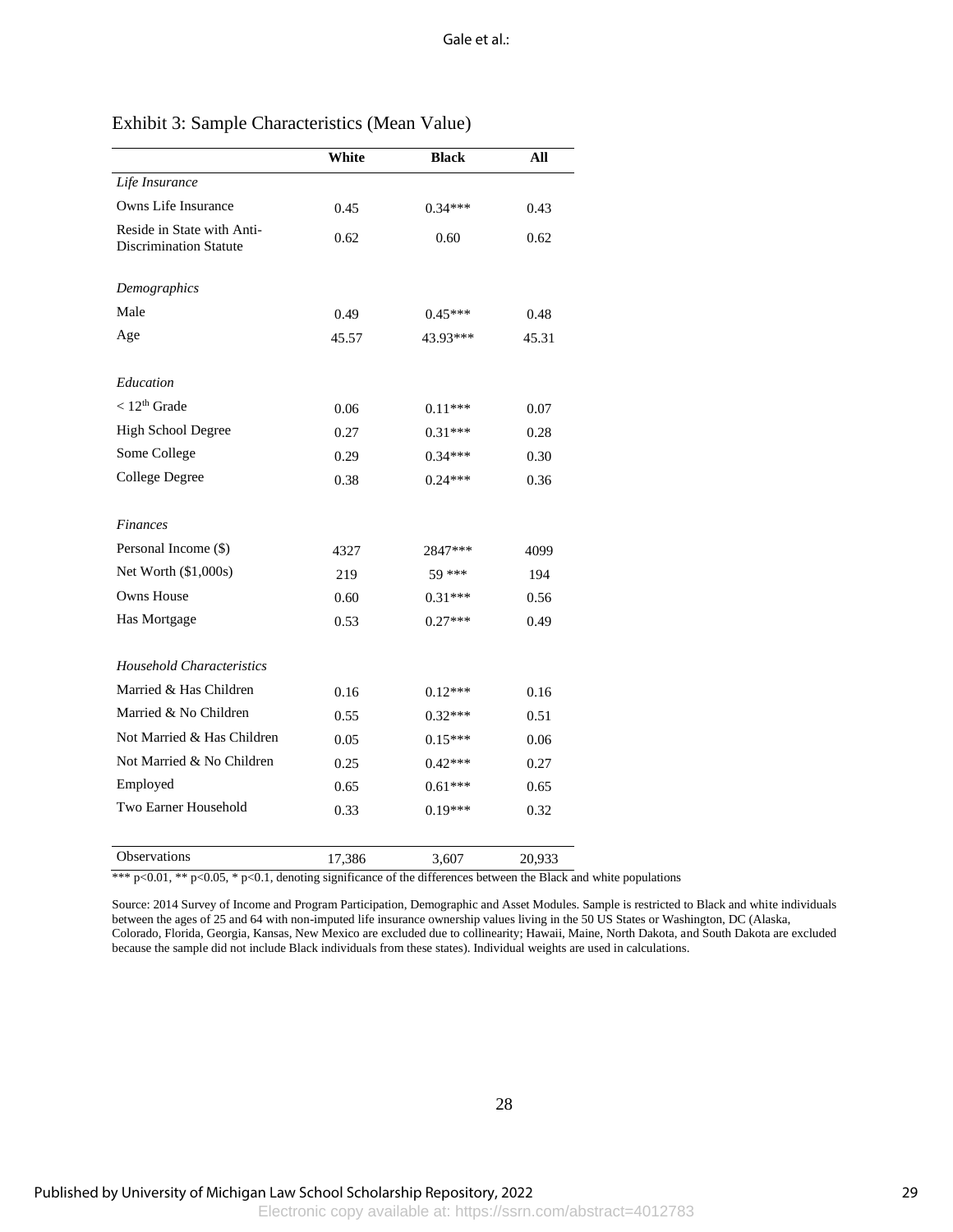Exhibit 3: Sample Characteristics (Mean Value)

| | White | Black | All |
|---|---|---|---|
| *Life Insurance* | | | |
| Owns Life Insurance | 0.45 | 0.34*** | 0.43 |
| Reside in State with Anti-Discrimination Statute | 0.62 | 0.60 | 0.62 |
| *Demographics* | | | |
| Male | 0.49 | 0.45*** | 0.48 |
| Age | 45.57 | 43.93*** | 45.31 |
| *Education* | | | |
| < 12th Grade | 0.06 | 0.11*** | 0.07 |
| High School Degree | 0.27 | 0.31*** | 0.28 |
| Some College | 0.29 | 0.34*** | 0.30 |
| College Degree | 0.38 | 0.24*** | 0.36 |
| *Finances* | | | |
| Personal Income ($) | 4327 | 2847*** | 4099 |
| Net Worth ($1,000s) | 219 | 59 *** | 194 |
| Owns House | 0.60 | 0.31*** | 0.56 |
| Has Mortgage | 0.53 | 0.27*** | 0.49 |
| *Household Characteristics* | | | |
| Married & Has Children | 0.16 | 0.12*** | 0.16 |
| Married & No Children | 0.55 | 0.32*** | 0.51 |
| Not Married & Has Children | 0.05 | 0.15*** | 0.06 |
| Not Married & No Children | 0.25 | 0.42*** | 0.27 |
| Employed | 0.65 | 0.61*** | 0.65 |
| Two Earner Household | 0.33 | 0.19*** | 0.32 |
| Observations | 17,386 | 3,607 | 20,933 |

*** p<0.01, ** p<0.05, * p<0.1, denoting significance of the differences between the Black and white populations

Source: 2014 Survey of Income and Program Participation, Demographic and Asset Modules. Sample is restricted to Black and white individuals between the ages of 25 and 64 with non-imputed life insurance ownership values living in the 50 US States or Washington, DC (Alaska, Colorado, Florida, Georgia, Kansas, New Mexico are excluded due to collinearity; Hawaii, Maine, North Dakota, and South Dakota are excluded because the sample did not include Black individuals from these states). Individual weights are used in calculations.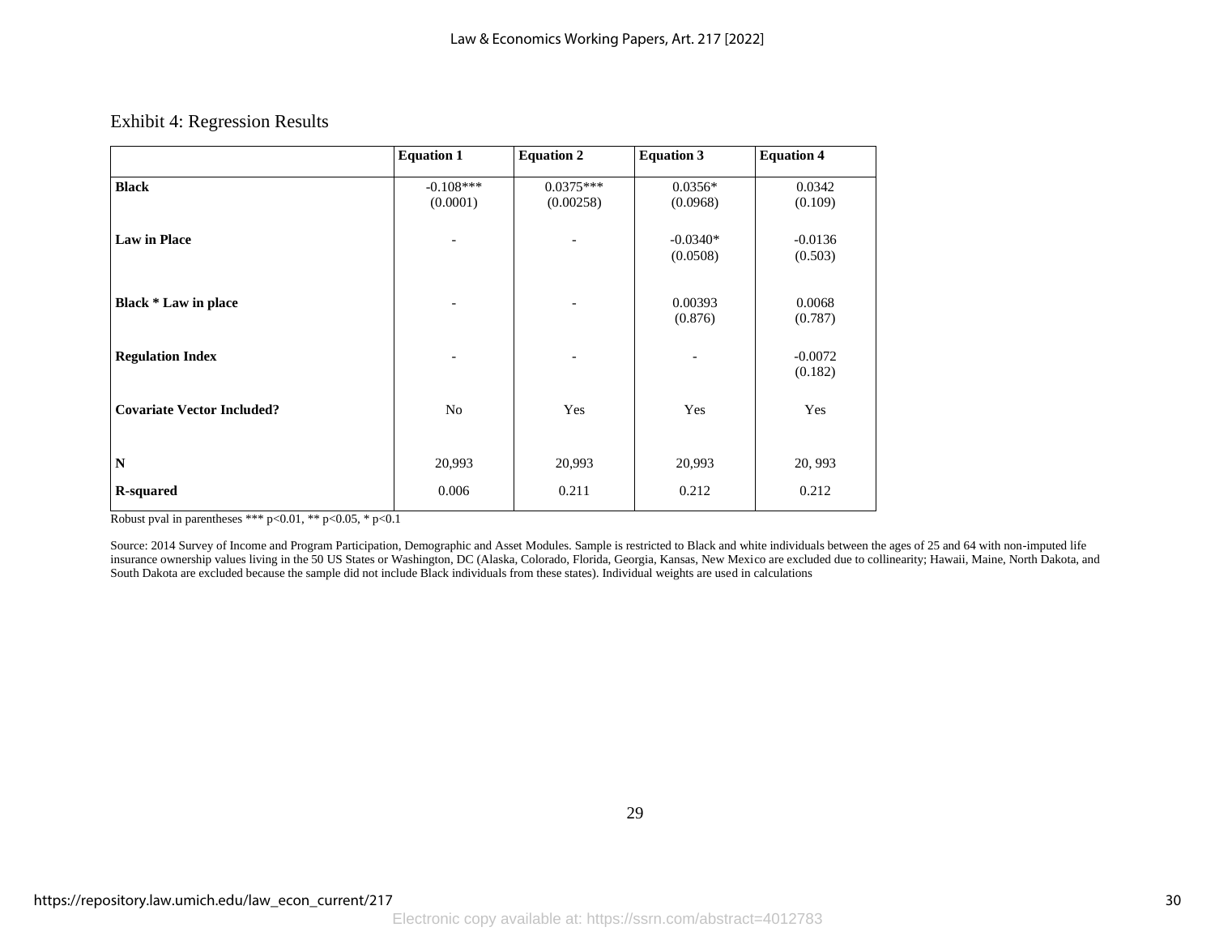Exhibit 4: Regression Results

| | Equation 1 | Equation 2 | Equation 3 | Equation 4 |
|---|---|---|---|---|
| **Black** | -0.108*** (0.0001) | 0.0375*** (0.00258) | 0.0356* (0.0968) | 0.0342 (0.109) |
| **Law in Place** | - | - | -0.0340* (0.0508) | -0.0136 (0.503) |
| **Black * Law in place** | - | - | 0.00393 (0.876) | 0.0068 (0.787) |
| **Regulation Index** | - | - | - | -0.0072 (0.182) |
| **Covariate Vector Included?** | No | Yes | Yes | Yes |
| **N** | 20,993 | 20,993 | 20,993 | 20, 993 |
| **R-squared** | 0.006 | 0.211 | 0.212 | 0.212 |

Robust pval in parentheses *** $p<0.01$, ** $p<0.05$, * $p<0.1$

Source: 2014 Survey of Income and Program Participation, Demographic and Asset Modules. Sample is restricted to Black and white individuals between the ages of 25 and 64 with non-imputed life insurance ownership values living in the 50 US States or Washington, DC (Alaska, Colorado, Florida, Georgia, Kansas, New Mexico are excluded due to collinearity; Hawaii, Maine, North Dakota, and South Dakota are excluded because the sample did not include Black individuals from these states). Individual weights are used in calculations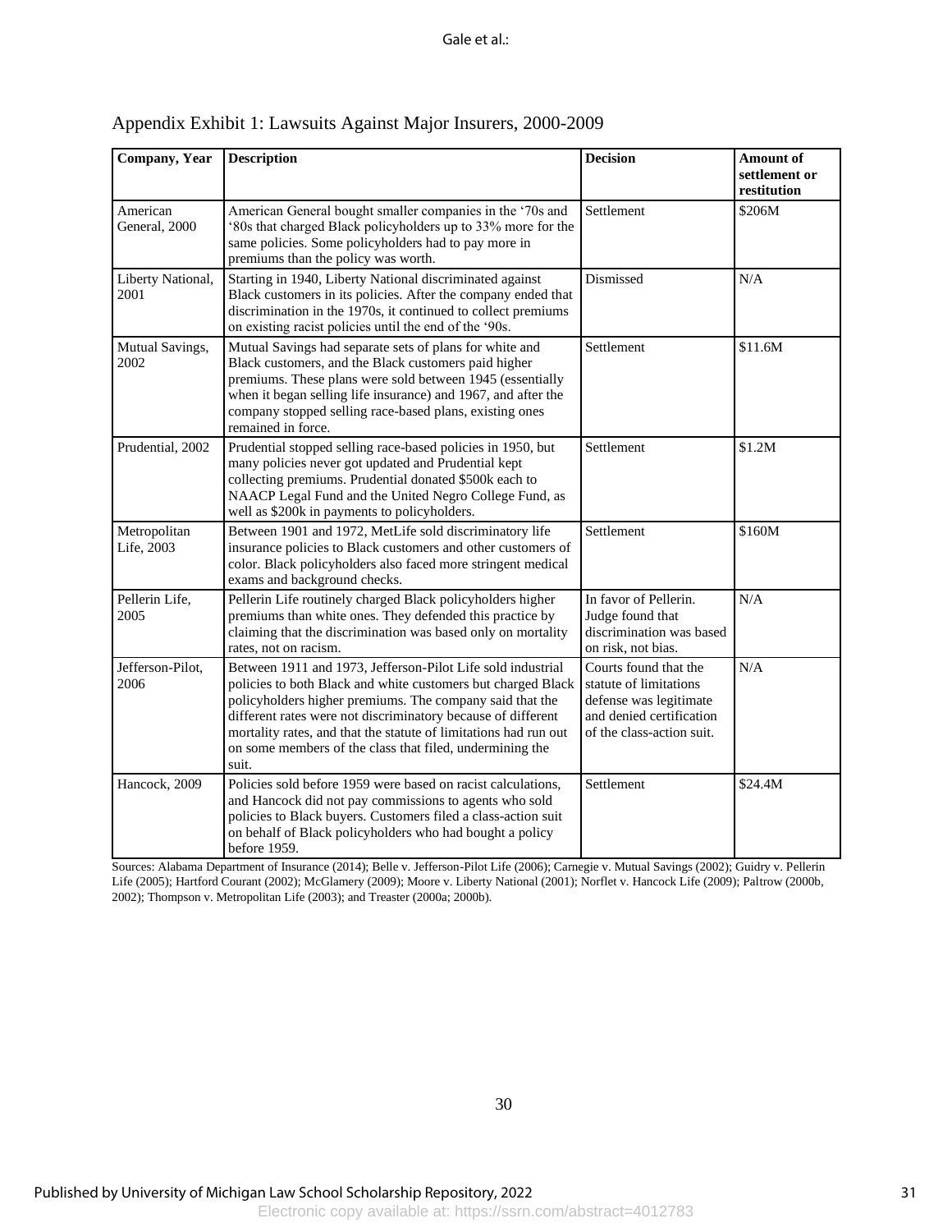Appendix Exhibit 1: Lawsuits Against Major Insurers, 2000-2009

| Company, Year | Description | Decision | Amount of settlement or restitution |
|---|---|---|---|
| American General, 2000 | American General bought smaller companies in the '70s and '80s that charged Black policyholders up to 33% more for the same policies. Some policyholders had to pay more in premiums than the policy was worth. | Settlement | $206M |
| Liberty National, 2001 | Starting in 1940, Liberty National discriminated against Black customers in its policies. After the company ended that discrimination in the 1970s, it continued to collect premiums on existing racist policies until the end of the '90s. | Dismissed | N/A |
| Mutual Savings, 2002 | Mutual Savings had separate sets of plans for white and Black customers, and the Black customers paid higher premiums. These plans were sold between 1945 (essentially when it began selling life insurance) and 1967, and after the company stopped selling race-based plans, existing ones remained in force. | Settlement | $11.6M |
| Prudential, 2002 | Prudential stopped selling race-based policies in 1950, but many policies never got updated and Prudential kept collecting premiums. Prudential donated $500k each to NAACP Legal Fund and the United Negro College Fund, as well as $200k in payments to policyholders. | Settlement | $1.2M |
| Metropolitan Life, 2003 | Between 1901 and 1972, MetLife sold discriminatory life insurance policies to Black customers and other customers of color. Black policyholders also faced more stringent medical exams and background checks. | Settlement | $160M |
| Pellerin Life, 2005 | Pellerin Life routinely charged Black policyholders higher premiums than white ones. They defended this practice by claiming that the discrimination was based only on mortality rates, not on racism. | In favor of Pellerin. Judge found that discrimination was based on risk, not bias. | N/A |
| Jefferson-Pilot, 2006 | Between 1911 and 1973, Jefferson-Pilot Life sold industrial policies to both Black and white customers but charged Black policyholders higher premiums. The company said that the different rates were not discriminatory because of different mortality rates, and that the statute of limitations had run out on some members of the class that filed, undermining the suit. | Courts found that the statute of limitations defense was legitimate and denied certification of the class-action suit. | N/A |
| Hancock, 2009 | Policies sold before 1959 were based on racist calculations, and Hancock did not pay commissions to agents who sold policies to Black buyers. Customers filed a class-action suit on behalf of Black policyholders who had bought a policy before 1959. | Settlement | $24.4M |

Sources: Alabama Department of Insurance (2014); Belle v. Jefferson-Pilot Life (2006); Carnegie v. Mutual Savings (2002); Guidry v. Pellerin Life (2005); Hartford Courant (2002); McGlamery (2009); Moore v. Liberty National (2001); Norflet v. Hancock Life (2009); Paltrow (2000b, 2002); Thompson v. Metropolitan Life (2003); and Treaster (2000a; 2000b).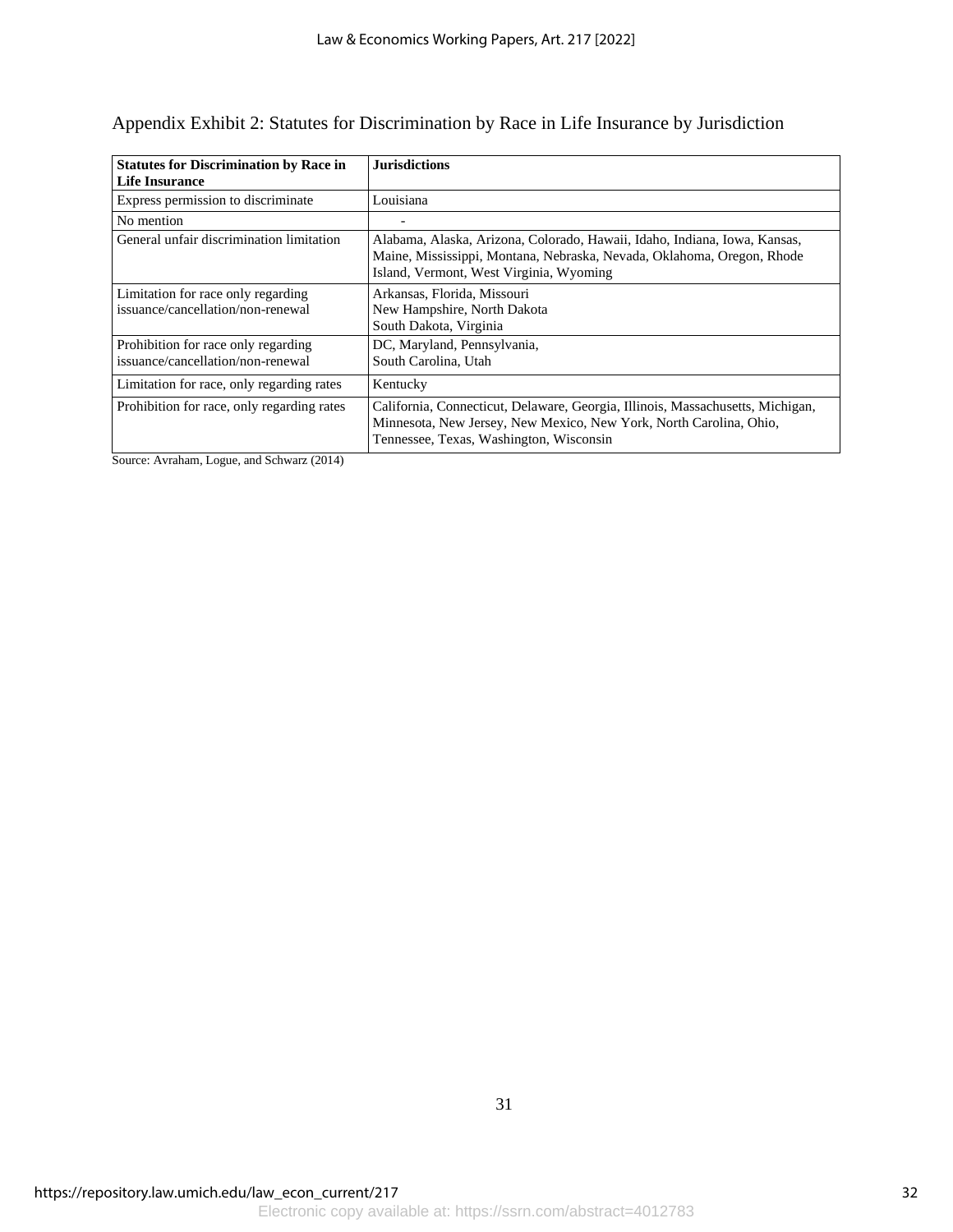Appendix Exhibit 2: Statutes for Discrimination by Race in Life Insurance by Jurisdiction

| **Statutes for Discrimination by Race in Life Insurance** | **Jurisdictions** |
|---|---|
| Express permission to discriminate | Louisiana |
| No mention | - |
| General unfair discrimination limitation | Alabama, Alaska, Arizona, Colorado, Hawaii, Idaho, Indiana, Iowa, Kansas, Maine, Mississippi, Montana, Nebraska, Nevada, Oklahoma, Oregon, Rhode Island, Vermont, West Virginia, Wyoming |
| Limitation for race only regarding issuance/cancellation/non-renewal | Arkansas, Florida, Missouri New Hampshire, North Dakota South Dakota, Virginia |
| Prohibition for race only regarding issuance/cancellation/non-renewal | DC, Maryland, Pennsylvania, South Carolina, Utah |
| Limitation for race, only regarding rates | Kentucky |
| Prohibition for race, only regarding rates | California, Connecticut, Delaware, Georgia, Illinois, Massachusetts, Michigan, Minnesota, New Jersey, New Mexico, New York, North Carolina, Ohio, Tennessee, Texas, Washington, Wisconsin |

Source: Avraham, Logue, and Schwarz (2014)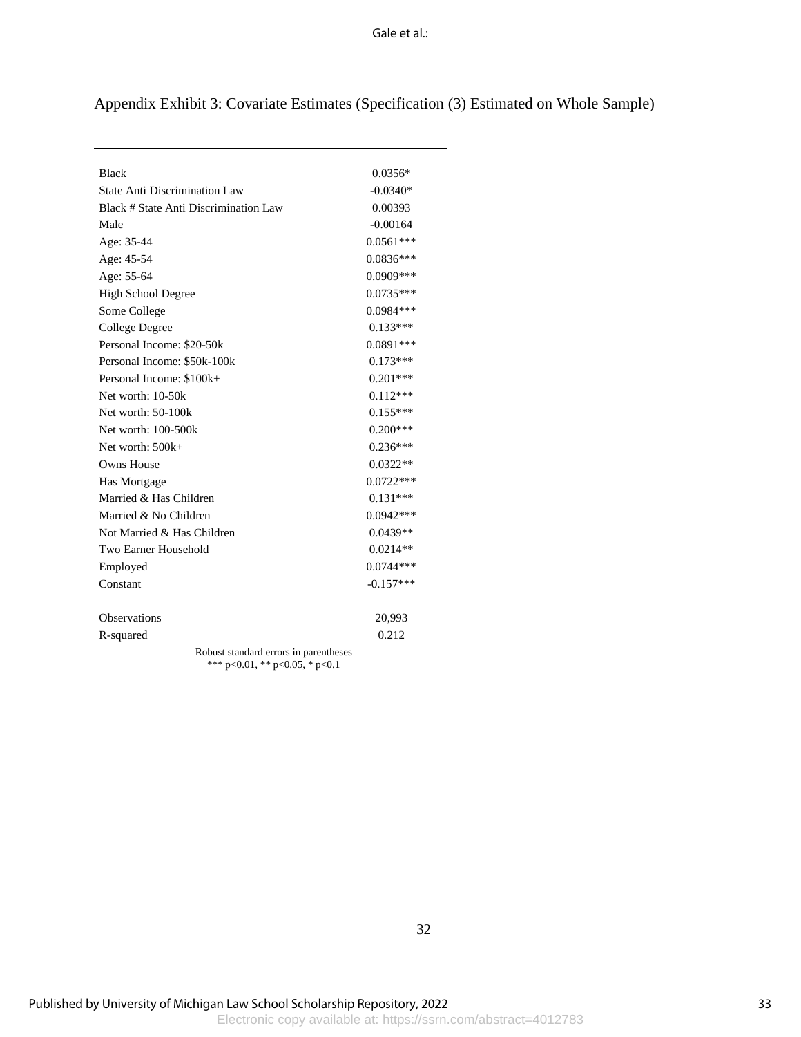Appendix Exhibit 3: Covariate Estimates (Specification (3) Estimated on Whole Sample)

| | |
|---|---|
| Black | 0.0356* |
| State Anti Discrimination Law | -0.0340* |
| Black # State Anti Discrimination Law | 0.00393 |
| Male | -0.00164 |
| Age: 35-44 | 0.0561*** |
| Age: 45-54 | 0.0836*** |
| Age: 55-64 | 0.0909*** |
| High School Degree | 0.0735*** |
| Some College | 0.0984*** |
| College Degree | 0.133*** |
| Personal Income: $20-50k | 0.0891*** |
| Personal Income: $50k-100k | 0.173*** |
| Personal Income: $100k+ | 0.201*** |
| Net worth: 10-50k | 0.112*** |
| Net worth: 50-100k | 0.155*** |
| Net worth: 100-500k | 0.200*** |
| Net worth: 500k+ | 0.236*** |
| Owns House | 0.0322** |
| Has Mortgage | 0.0722*** |
| Married & Has Children | 0.131*** |
| Married & No Children | 0.0942*** |
| Not Married & Has Children | 0.0439** |
| Two Earner Household | 0.0214** |
| Employed | 0.0744*** |
| Constant | -0.157*** |
| Observations | 20,993 |
| R-squared | 0.212 |

Robust standard errors in parentheses
*** p<0.01, ** p<0.05, * p<0.1